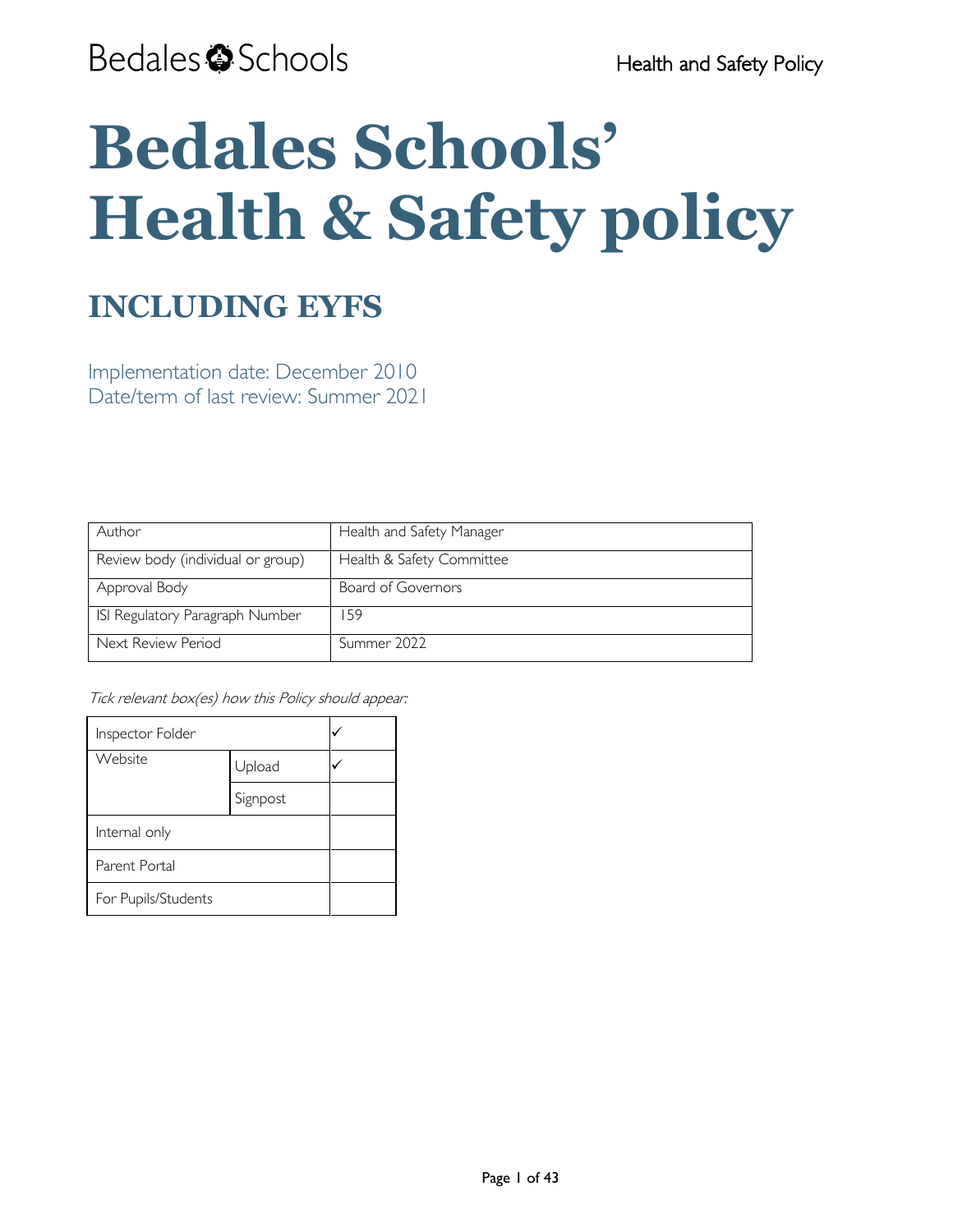# Bedales Schools' Health & Safety policy

## INCLUDING EYFS

Implementation date: December 2010
Date/term of last review: Summer 2021

| Author | Health and Safety Manager |
|---|---|
| Review body (individual or group) | Health & Safety Committee |
| Approval Body | Board of Governors |
| ISI Regulatory Paragraph Number | 159 |
| Next Review Period | Summer 2022 |

*Tick relevant box(es) how this Policy should appear:*

| Inspector Folder | | ✓ |
|---|---|---|
| Website | Upload | ✓ |
| | Signpost | |
| Internal only | | |
| Parent Portal | | |
| For Pupils/Students | | |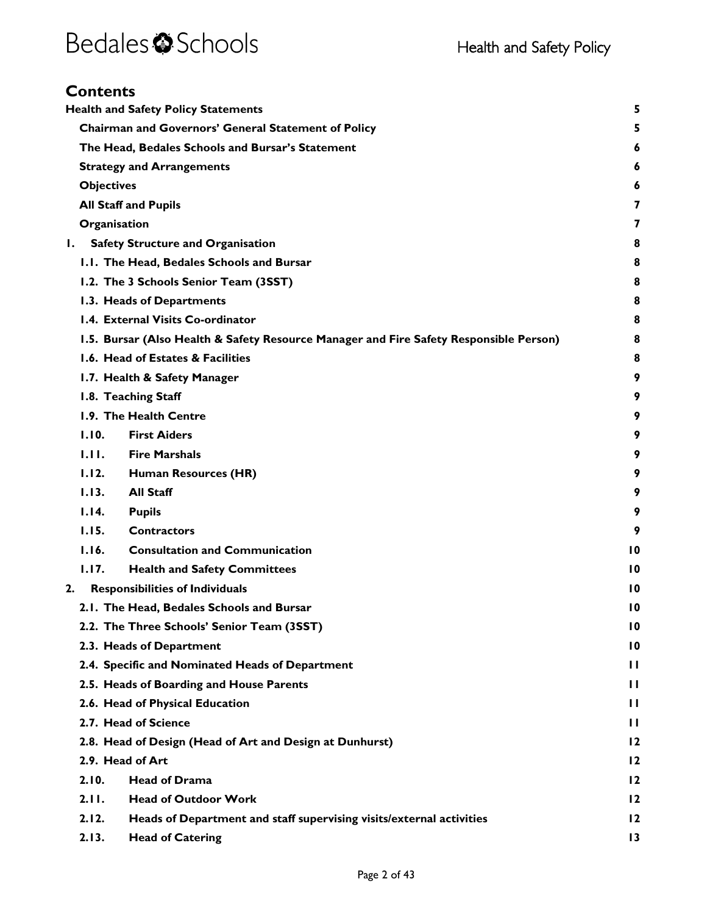## Contents

| | |
|---|---|
| **Health and Safety Policy Statements** | **5** |
| **Chairman and Governors' General Statement of Policy** | **5** |
| **The Head, Bedales Schools and Bursar's Statement** | **6** |
| **Strategy and Arrangements** | **6** |
| **Objectives** | **6** |
| **All Staff and Pupils** | **7** |
| **Organisation** | **7** |
| **1. Safety Structure and Organisation** | **8** |
| **1.1. The Head, Bedales Schools and Bursar** | **8** |
| **1.2. The 3 Schools Senior Team (3SST)** | **8** |
| **1.3. Heads of Departments** | **8** |
| **1.4. External Visits Co-ordinator** | **8** |
| **1.5. Bursar (Also Health & Safety Resource Manager and Fire Safety Responsible Person)** | **8** |
| **1.6. Head of Estates & Facilities** | **8** |
| **1.7. Health & Safety Manager** | **9** |
| **1.8. Teaching Staff** | **9** |
| **1.9. The Health Centre** | **9** |
| **1.10. First Aiders** | **9** |
| **1.11. Fire Marshals** | **9** |
| **1.12. Human Resources (HR)** | **9** |
| **1.13. All Staff** | **9** |
| **1.14. Pupils** | **9** |
| **1.15. Contractors** | **9** |
| **1.16. Consultation and Communication** | **10** |
| **1.17. Health and Safety Committees** | **10** |
| **2. Responsibilities of Individuals** | **10** |
| **2.1. The Head, Bedales Schools and Bursar** | **10** |
| **2.2. The Three Schools' Senior Team (3SST)** | **10** |
| **2.3. Heads of Department** | **10** |
| **2.4. Specific and Nominated Heads of Department** | **11** |
| **2.5. Heads of Boarding and House Parents** | **11** |
| **2.6. Head of Physical Education** | **11** |
| **2.7. Head of Science** | **11** |
| **2.8. Head of Design (Head of Art and Design at Dunhurst)** | **12** |
| **2.9. Head of Art** | **12** |
| **2.10. Head of Drama** | **12** |
| **2.11. Head of Outdoor Work** | **12** |
| **2.12. Heads of Department and staff supervising visits/external activities** | **12** |
| **2.13. Head of Catering** | **13** |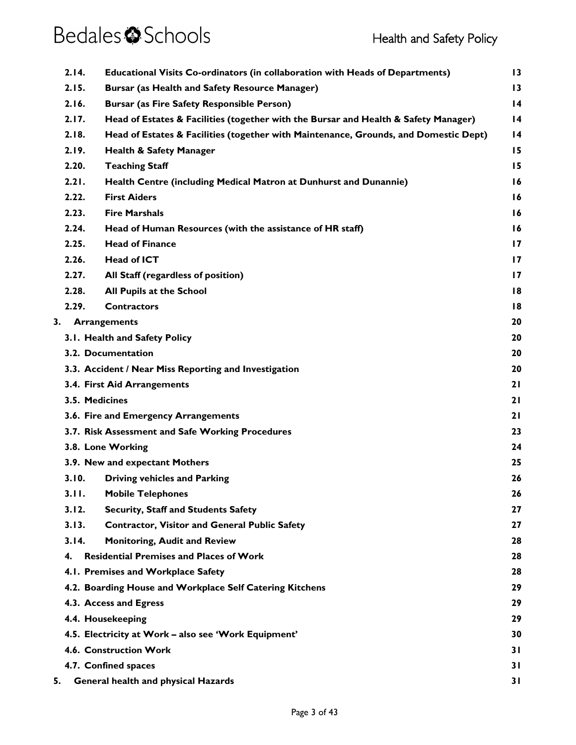| | | |
|---|---|---|
| **2.14.** | **Educational Visits Co-ordinators (in collaboration with Heads of Departments)** | **13** |
| **2.15.** | **Bursar (as Health and Safety Resource Manager)** | **13** |
| **2.16.** | **Bursar (as Fire Safety Responsible Person)** | **14** |
| **2.17.** | **Head of Estates & Facilities (together with the Bursar and Health & Safety Manager)** | **14** |
| **2.18.** | **Head of Estates & Facilities (together with Maintenance, Grounds, and Domestic Dept)** | **14** |
| **2.19.** | **Health & Safety Manager** | **15** |
| **2.20.** | **Teaching Staff** | **15** |
| **2.21.** | **Health Centre (including Medical Matron at Dunhurst and Dunannie)** | **16** |
| **2.22.** | **First Aiders** | **16** |
| **2.23.** | **Fire Marshals** | **16** |
| **2.24.** | **Head of Human Resources (with the assistance of HR staff)** | **16** |
| **2.25.** | **Head of Finance** | **17** |
| **2.26.** | **Head of ICT** | **17** |
| **2.27.** | **All Staff (regardless of position)** | **17** |
| **2.28.** | **All Pupils at the School** | **18** |
| **2.29.** | **Contractors** | **18** |
| **3.** | **Arrangements** | **20** |
| **3.1.** | **Health and Safety Policy** | **20** |
| **3.2.** | **Documentation** | **20** |
| **3.3.** | **Accident / Near Miss Reporting and Investigation** | **20** |
| **3.4.** | **First Aid Arrangements** | **21** |
| **3.5.** | **Medicines** | **21** |
| **3.6.** | **Fire and Emergency Arrangements** | **21** |
| **3.7.** | **Risk Assessment and Safe Working Procedures** | **23** |
| **3.8.** | **Lone Working** | **24** |
| **3.9.** | **New and expectant Mothers** | **25** |
| **3.10.** | **Driving vehicles and Parking** | **26** |
| **3.11.** | **Mobile Telephones** | **26** |
| **3.12.** | **Security, Staff and Students Safety** | **27** |
| **3.13.** | **Contractor, Visitor and General Public Safety** | **27** |
| **3.14.** | **Monitoring, Audit and Review** | **28** |
| **4.** | **Residential Premises and Places of Work** | **28** |
| **4.1.** | **Premises and Workplace Safety** | **28** |
| **4.2.** | **Boarding House and Workplace Self Catering Kitchens** | **29** |
| **4.3.** | **Access and Egress** | **29** |
| **4.4.** | **Housekeeping** | **29** |
| **4.5.** | **Electricity at Work – also see 'Work Equipment'** | **30** |
| **4.6.** | **Construction Work** | **31** |
| **4.7.** | **Confined spaces** | **31** |
| **5.** | **General health and physical Hazards** | **31** |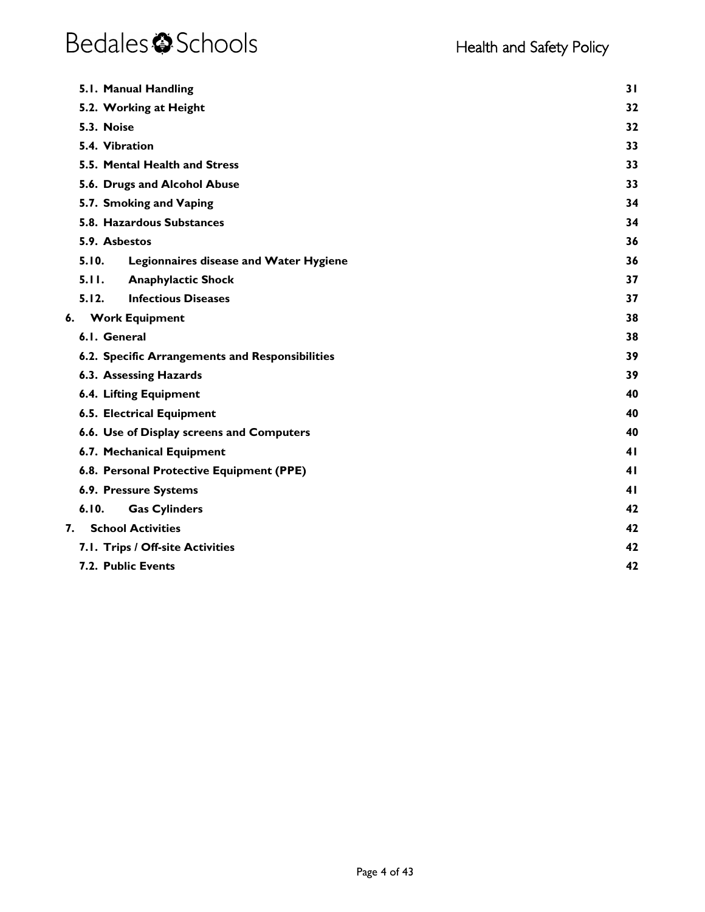| | |
|---|---|
| **5.1. Manual Handling** | **31** |
| **5.2. Working at Height** | **32** |
| **5.3. Noise** | **32** |
| **5.4. Vibration** | **33** |
| **5.5. Mental Health and Stress** | **33** |
| **5.6. Drugs and Alcohol Abuse** | **33** |
| **5.7. Smoking and Vaping** | **34** |
| **5.8. Hazardous Substances** | **34** |
| **5.9. Asbestos** | **36** |
| **5.10. Legionnaires disease and Water Hygiene** | **36** |
| **5.11. Anaphylactic Shock** | **37** |
| **5.12. Infectious Diseases** | **37** |
| **6. Work Equipment** | **38** |
| **6.1. General** | **38** |
| **6.2. Specific Arrangements and Responsibilities** | **39** |
| **6.3. Assessing Hazards** | **39** |
| **6.4. Lifting Equipment** | **40** |
| **6.5. Electrical Equipment** | **40** |
| **6.6. Use of Display screens and Computers** | **40** |
| **6.7. Mechanical Equipment** | **41** |
| **6.8. Personal Protective Equipment (PPE)** | **41** |
| **6.9. Pressure Systems** | **41** |
| **6.10. Gas Cylinders** | **42** |
| **7. School Activities** | **42** |
| **7.1. Trips / Off-site Activities** | **42** |
| **7.2. Public Events** | **42** |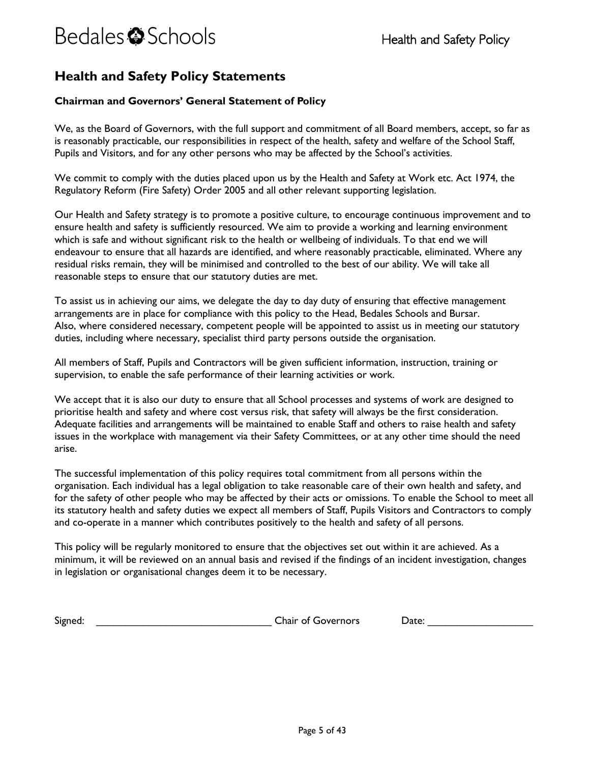## Health and Safety Policy Statements

### Chairman and Governors' General Statement of Policy

We, as the Board of Governors, with the full support and commitment of all Board members, accept, so far as is reasonably practicable, our responsibilities in respect of the health, safety and welfare of the School Staff, Pupils and Visitors, and for any other persons who may be affected by the School's activities.

We commit to comply with the duties placed upon us by the Health and Safety at Work etc. Act 1974, the Regulatory Reform (Fire Safety) Order 2005 and all other relevant supporting legislation.

Our Health and Safety strategy is to promote a positive culture, to encourage continuous improvement and to ensure health and safety is sufficiently resourced. We aim to provide a working and learning environment which is safe and without significant risk to the health or wellbeing of individuals. To that end we will endeavour to ensure that all hazards are identified, and where reasonably practicable, eliminated. Where any residual risks remain, they will be minimised and controlled to the best of our ability. We will take all reasonable steps to ensure that our statutory duties are met.

To assist us in achieving our aims, we delegate the day to day duty of ensuring that effective management arrangements are in place for compliance with this policy to the Head, Bedales Schools and Bursar. Also, where considered necessary, competent people will be appointed to assist us in meeting our statutory duties, including where necessary, specialist third party persons outside the organisation.

All members of Staff, Pupils and Contractors will be given sufficient information, instruction, training or supervision, to enable the safe performance of their learning activities or work.

We accept that it is also our duty to ensure that all School processes and systems of work are designed to prioritise health and safety and where cost versus risk, that safety will always be the first consideration. Adequate facilities and arrangements will be maintained to enable Staff and others to raise health and safety issues in the workplace with management via their Safety Committees, or at any other time should the need arise.

The successful implementation of this policy requires total commitment from all persons within the organisation. Each individual has a legal obligation to take reasonable care of their own health and safety, and for the safety of other people who may be affected by their acts or omissions. To enable the School to meet all its statutory health and safety duties we expect all members of Staff, Pupils Visitors and Contractors to comply and co-operate in a manner which contributes positively to the health and safety of all persons.

This policy will be regularly monitored to ensure that the objectives set out within it are achieved. As a minimum, it will be reviewed on an annual basis and revised if the findings of an incident investigation, changes in legislation or organisational changes deem it to be necessary.

Signed: ______________________________ Chair of Governors Date: ___________________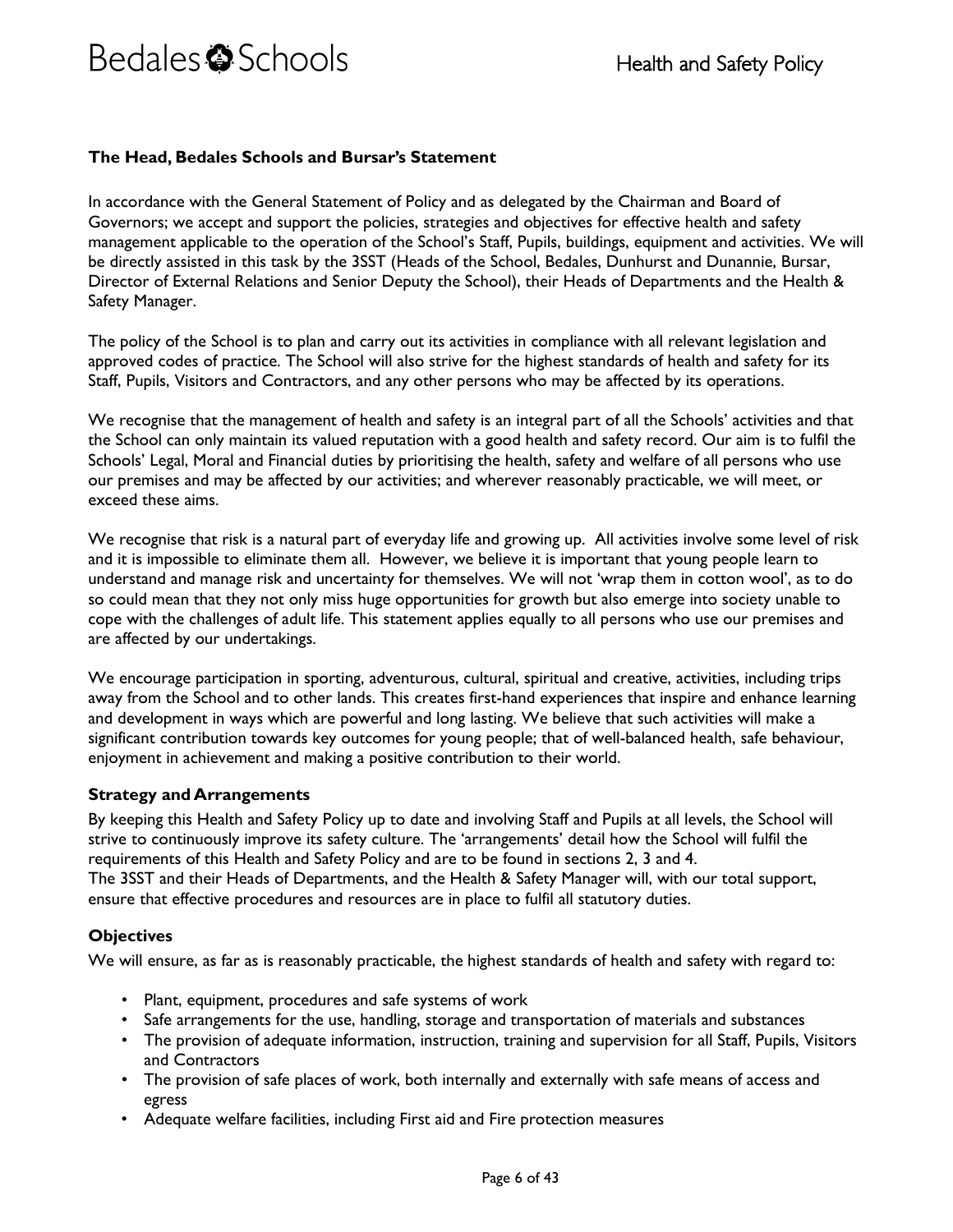**The Head, Bedales Schools and Bursar's Statement**

In accordance with the General Statement of Policy and as delegated by the Chairman and Board of Governors; we accept and support the policies, strategies and objectives for effective health and safety management applicable to the operation of the School's Staff, Pupils, buildings, equipment and activities. We will be directly assisted in this task by the 3SST (Heads of the School, Bedales, Dunhurst and Dunannie, Bursar, Director of External Relations and Senior Deputy the School), their Heads of Departments and the Health & Safety Manager.

The policy of the School is to plan and carry out its activities in compliance with all relevant legislation and approved codes of practice. The School will also strive for the highest standards of health and safety for its Staff, Pupils, Visitors and Contractors, and any other persons who may be affected by its operations.

We recognise that the management of health and safety is an integral part of all the Schools' activities and that the School can only maintain its valued reputation with a good health and safety record. Our aim is to fulfil the Schools' Legal, Moral and Financial duties by prioritising the health, safety and welfare of all persons who use our premises and may be affected by our activities; and wherever reasonably practicable, we will meet, or exceed these aims.

We recognise that risk is a natural part of everyday life and growing up. All activities involve some level of risk and it is impossible to eliminate them all. However, we believe it is important that young people learn to understand and manage risk and uncertainty for themselves. We will not 'wrap them in cotton wool', as to do so could mean that they not only miss huge opportunities for growth but also emerge into society unable to cope with the challenges of adult life. This statement applies equally to all persons who use our premises and are affected by our undertakings.

We encourage participation in sporting, adventurous, cultural, spiritual and creative, activities, including trips away from the School and to other lands. This creates first-hand experiences that inspire and enhance learning and development in ways which are powerful and long lasting. We believe that such activities will make a significant contribution towards key outcomes for young people; that of well-balanced health, safe behaviour, enjoyment in achievement and making a positive contribution to their world.

### Strategy and Arrangements

By keeping this Health and Safety Policy up to date and involving Staff and Pupils at all levels, the School will strive to continuously improve its safety culture. The 'arrangements' detail how the School will fulfil the requirements of this Health and Safety Policy and are to be found in sections 2, 3 and 4.
The 3SST and their Heads of Departments, and the Health & Safety Manager will, with our total support, ensure that effective procedures and resources are in place to fulfil all statutory duties.

### Objectives

We will ensure, as far as is reasonably practicable, the highest standards of health and safety with regard to:

- Plant, equipment, procedures and safe systems of work
- Safe arrangements for the use, handling, storage and transportation of materials and substances
- The provision of adequate information, instruction, training and supervision for all Staff, Pupils, Visitors and Contractors
- The provision of safe places of work, both internally and externally with safe means of access and egress
- Adequate welfare facilities, including First aid and Fire protection measures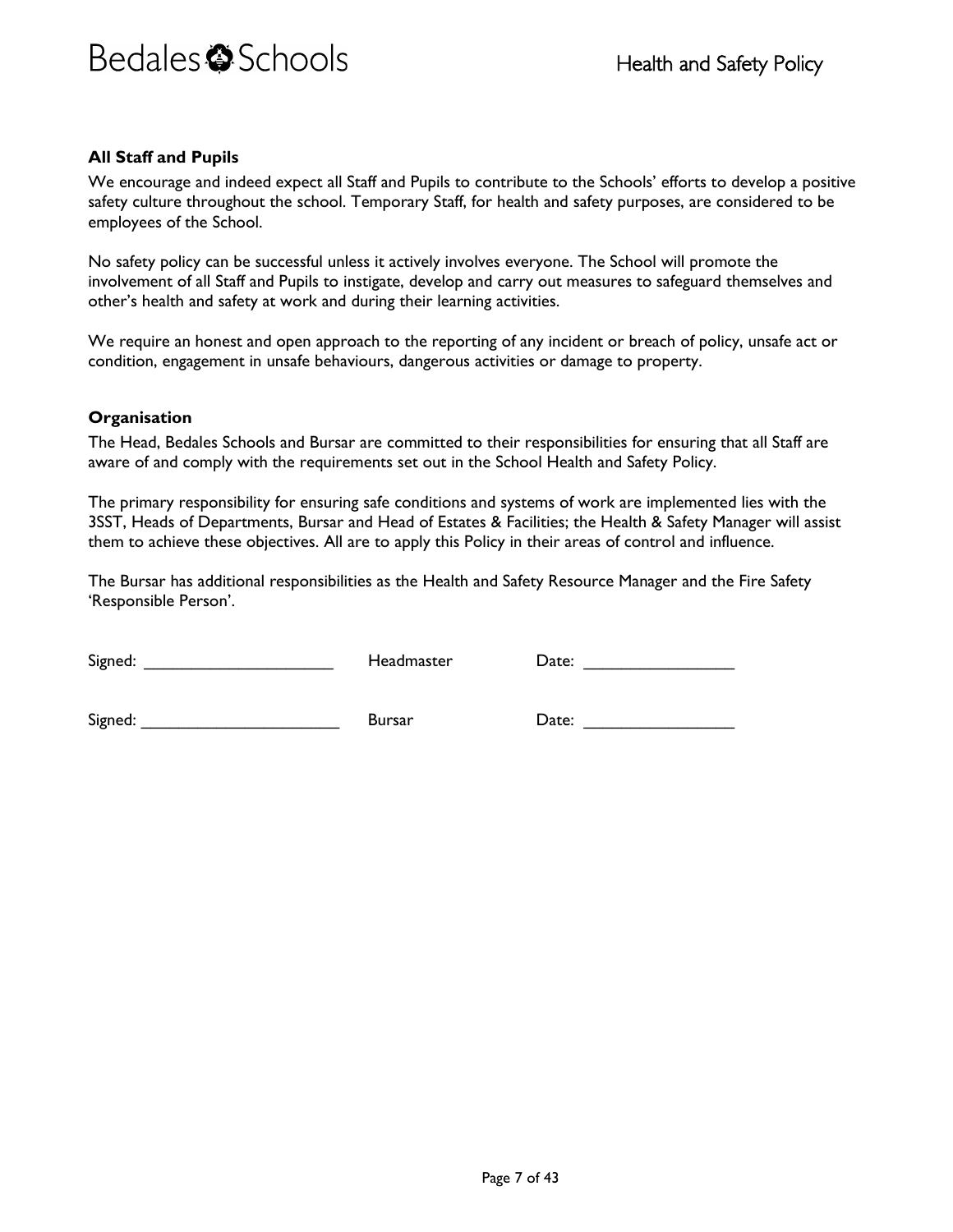### All Staff and Pupils

We encourage and indeed expect all Staff and Pupils to contribute to the Schools' efforts to develop a positive safety culture throughout the school. Temporary Staff, for health and safety purposes, are considered to be employees of the School.

No safety policy can be successful unless it actively involves everyone. The School will promote the involvement of all Staff and Pupils to instigate, develop and carry out measures to safeguard themselves and other's health and safety at work and during their learning activities.

We require an honest and open approach to the reporting of any incident or breach of policy, unsafe act or condition, engagement in unsafe behaviours, dangerous activities or damage to property.

### Organisation

The Head, Bedales Schools and Bursar are committed to their responsibilities for ensuring that all Staff are aware of and comply with the requirements set out in the School Health and Safety Policy.

The primary responsibility for ensuring safe conditions and systems of work are implemented lies with the 3SST, Heads of Departments, Bursar and Head of Estates & Facilities; the Health & Safety Manager will assist them to achieve these objectives. All are to apply this Policy in their areas of control and influence.

The Bursar has additional responsibilities as the Health and Safety Resource Manager and the Fire Safety 'Responsible Person'.

Signed: ____________________ Headmaster Date: ________________

Signed: ____________________ Bursar Date: ________________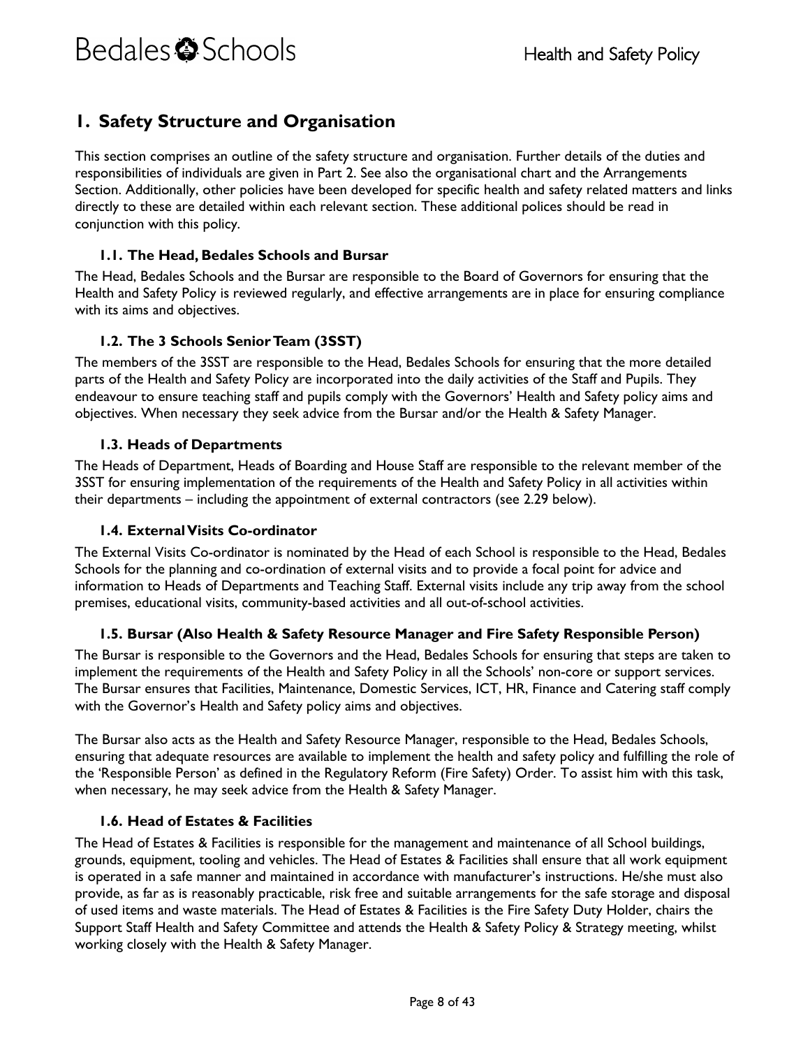# 1. Safety Structure and Organisation

This section comprises an outline of the safety structure and organisation. Further details of the duties and responsibilities of individuals are given in Part 2. See also the organisational chart and the Arrangements Section. Additionally, other policies have been developed for specific health and safety related matters and links directly to these are detailed within each relevant section. These additional polices should be read in conjunction with this policy.

### 1.1. The Head, Bedales Schools and Bursar

The Head, Bedales Schools and the Bursar are responsible to the Board of Governors for ensuring that the Health and Safety Policy is reviewed regularly, and effective arrangements are in place for ensuring compliance with its aims and objectives.

### 1.2. The 3 Schools Senior Team (3SST)

The members of the 3SST are responsible to the Head, Bedales Schools for ensuring that the more detailed parts of the Health and Safety Policy are incorporated into the daily activities of the Staff and Pupils. They endeavour to ensure teaching staff and pupils comply with the Governors' Health and Safety policy aims and objectives. When necessary they seek advice from the Bursar and/or the Health & Safety Manager.

### 1.3. Heads of Departments

The Heads of Department, Heads of Boarding and House Staff are responsible to the relevant member of the 3SST for ensuring implementation of the requirements of the Health and Safety Policy in all activities within their departments – including the appointment of external contractors (see 2.29 below).

### 1.4. External Visits Co-ordinator

The External Visits Co-ordinator is nominated by the Head of each School is responsible to the Head, Bedales Schools for the planning and co-ordination of external visits and to provide a focal point for advice and information to Heads of Departments and Teaching Staff. External visits include any trip away from the school premises, educational visits, community-based activities and all out-of-school activities.

### 1.5. Bursar (Also Health & Safety Resource Manager and Fire Safety Responsible Person)

The Bursar is responsible to the Governors and the Head, Bedales Schools for ensuring that steps are taken to implement the requirements of the Health and Safety Policy in all the Schools' non-core or support services. The Bursar ensures that Facilities, Maintenance, Domestic Services, ICT, HR, Finance and Catering staff comply with the Governor's Health and Safety policy aims and objectives.

The Bursar also acts as the Health and Safety Resource Manager, responsible to the Head, Bedales Schools, ensuring that adequate resources are available to implement the health and safety policy and fulfilling the role of the 'Responsible Person' as defined in the Regulatory Reform (Fire Safety) Order. To assist him with this task, when necessary, he may seek advice from the Health & Safety Manager.

### 1.6. Head of Estates & Facilities

The Head of Estates & Facilities is responsible for the management and maintenance of all School buildings, grounds, equipment, tooling and vehicles. The Head of Estates & Facilities shall ensure that all work equipment is operated in a safe manner and maintained in accordance with manufacturer's instructions. He/she must also provide, as far as is reasonably practicable, risk free and suitable arrangements for the safe storage and disposal of used items and waste materials. The Head of Estates & Facilities is the Fire Safety Duty Holder, chairs the Support Staff Health and Safety Committee and attends the Health & Safety Policy & Strategy meeting, whilst working closely with the Health & Safety Manager.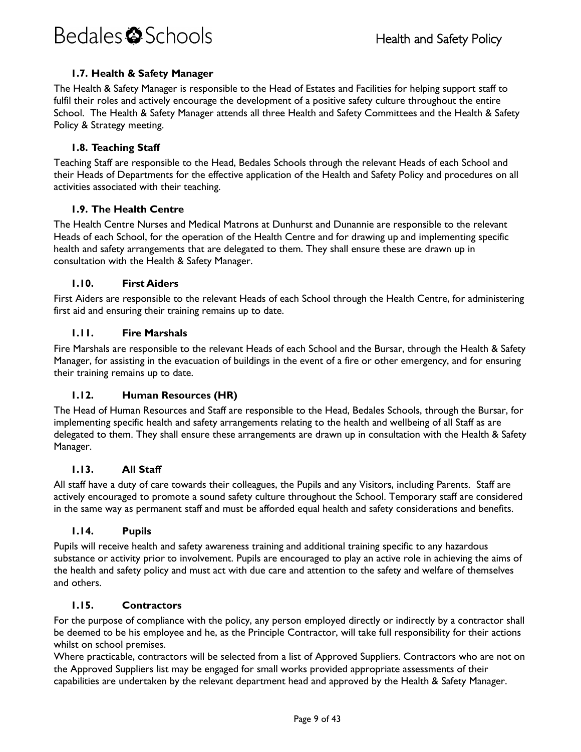### 1.7. Health & Safety Manager

The Health & Safety Manager is responsible to the Head of Estates and Facilities for helping support staff to fulfil their roles and actively encourage the development of a positive safety culture throughout the entire School. The Health & Safety Manager attends all three Health and Safety Committees and the Health & Safety Policy & Strategy meeting.

### 1.8. Teaching Staff

Teaching Staff are responsible to the Head, Bedales Schools through the relevant Heads of each School and their Heads of Departments for the effective application of the Health and Safety Policy and procedures on all activities associated with their teaching.

### 1.9. The Health Centre

The Health Centre Nurses and Medical Matrons at Dunhurst and Dunannie are responsible to the relevant Heads of each School, for the operation of the Health Centre and for drawing up and implementing specific health and safety arrangements that are delegated to them. They shall ensure these are drawn up in consultation with the Health & Safety Manager.

### 1.10. First Aiders

First Aiders are responsible to the relevant Heads of each School through the Health Centre, for administering first aid and ensuring their training remains up to date.

### 1.11. Fire Marshals

Fire Marshals are responsible to the relevant Heads of each School and the Bursar, through the Health & Safety Manager, for assisting in the evacuation of buildings in the event of a fire or other emergency, and for ensuring their training remains up to date.

### 1.12. Human Resources (HR)

The Head of Human Resources and Staff are responsible to the Head, Bedales Schools, through the Bursar, for implementing specific health and safety arrangements relating to the health and wellbeing of all Staff as are delegated to them. They shall ensure these arrangements are drawn up in consultation with the Health & Safety Manager.

### 1.13. All Staff

All staff have a duty of care towards their colleagues, the Pupils and any Visitors, including Parents. Staff are actively encouraged to promote a sound safety culture throughout the School. Temporary staff are considered in the same way as permanent staff and must be afforded equal health and safety considerations and benefits.

### 1.14. Pupils

Pupils will receive health and safety awareness training and additional training specific to any hazardous substance or activity prior to involvement. Pupils are encouraged to play an active role in achieving the aims of the health and safety policy and must act with due care and attention to the safety and welfare of themselves and others.

### 1.15. Contractors

For the purpose of compliance with the policy, any person employed directly or indirectly by a contractor shall be deemed to be his employee and he, as the Principle Contractor, will take full responsibility for their actions whilst on school premises.

Where practicable, contractors will be selected from a list of Approved Suppliers. Contractors who are not on the Approved Suppliers list may be engaged for small works provided appropriate assessments of their capabilities are undertaken by the relevant department head and approved by the Health & Safety Manager.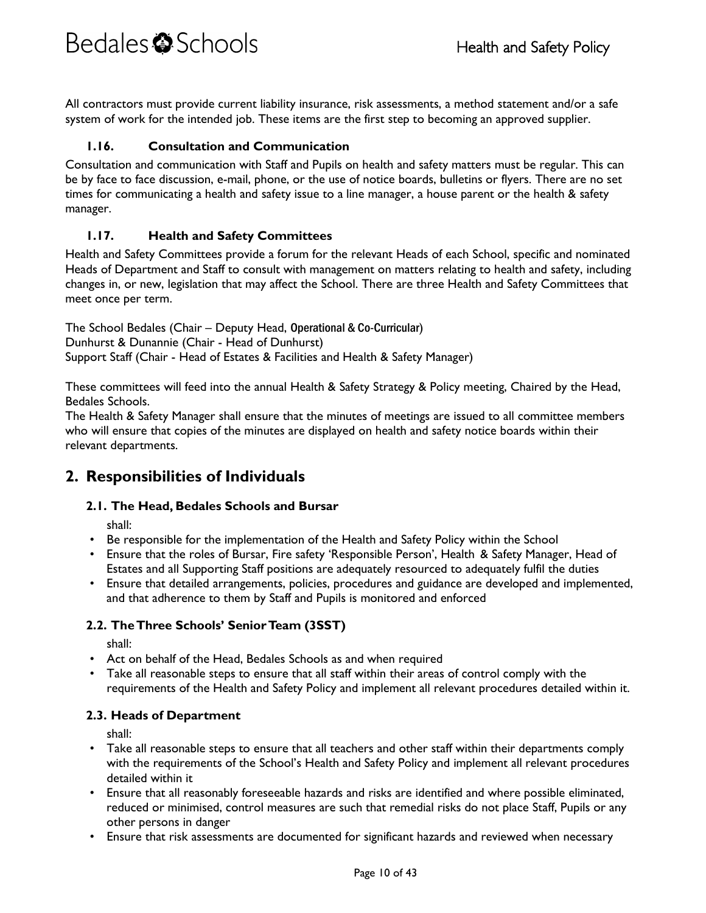All contractors must provide current liability insurance, risk assessments, a method statement and/or a safe system of work for the intended job. These items are the first step to becoming an approved supplier.

### 1.16. Consultation and Communication

Consultation and communication with Staff and Pupils on health and safety matters must be regular. This can be by face to face discussion, e-mail, phone, or the use of notice boards, bulletins or flyers. There are no set times for communicating a health and safety issue to a line manager, a house parent or the health & safety manager.

### 1.17. Health and Safety Committees

Health and Safety Committees provide a forum for the relevant Heads of each School, specific and nominated Heads of Department and Staff to consult with management on matters relating to health and safety, including changes in, or new, legislation that may affect the School. There are three Health and Safety Committees that meet once per term.

The School Bedales (Chair – Deputy Head, Operational & Co-Curricular)
Dunhurst & Dunannie (Chair - Head of Dunhurst)
Support Staff (Chair - Head of Estates & Facilities and Health & Safety Manager)

These committees will feed into the annual Health & Safety Strategy & Policy meeting, Chaired by the Head, Bedales Schools.
The Health & Safety Manager shall ensure that the minutes of meetings are issued to all committee members who will ensure that copies of the minutes are displayed on health and safety notice boards within their relevant departments.

## 2. Responsibilities of Individuals

### 2.1. The Head, Bedales Schools and Bursar

shall:

- Be responsible for the implementation of the Health and Safety Policy within the School
- Ensure that the roles of Bursar, Fire safety 'Responsible Person', Health & Safety Manager, Head of Estates and all Supporting Staff positions are adequately resourced to adequately fulfil the duties
- Ensure that detailed arrangements, policies, procedures and guidance are developed and implemented, and that adherence to them by Staff and Pupils is monitored and enforced

### 2.2. The Three Schools' Senior Team (3SST)

shall:

- Act on behalf of the Head, Bedales Schools as and when required
- Take all reasonable steps to ensure that all staff within their areas of control comply with the requirements of the Health and Safety Policy and implement all relevant procedures detailed within it.

### 2.3. Heads of Department

shall:

- Take all reasonable steps to ensure that all teachers and other staff within their departments comply with the requirements of the School's Health and Safety Policy and implement all relevant procedures detailed within it
- Ensure that all reasonably foreseeable hazards and risks are identified and where possible eliminated, reduced or minimised, control measures are such that remedial risks do not place Staff, Pupils or any other persons in danger
- Ensure that risk assessments are documented for significant hazards and reviewed when necessary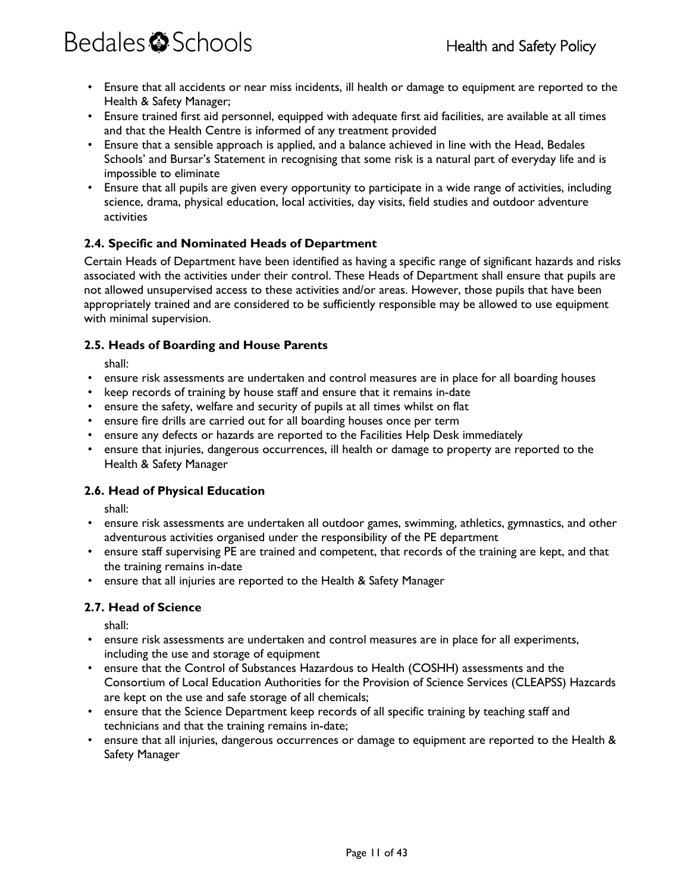- Ensure that all accidents or near miss incidents, ill health or damage to equipment are reported to the Health & Safety Manager;
- Ensure trained first aid personnel, equipped with adequate first aid facilities, are available at all times and that the Health Centre is informed of any treatment provided
- Ensure that a sensible approach is applied, and a balance achieved in line with the Head, Bedales Schools' and Bursar's Statement in recognising that some risk is a natural part of everyday life and is impossible to eliminate
- Ensure that all pupils are given every opportunity to participate in a wide range of activities, including science, drama, physical education, local activities, day visits, field studies and outdoor adventure activities

### 2.4. Specific and Nominated Heads of Department

Certain Heads of Department have been identified as having a specific range of significant hazards and risks associated with the activities under their control. These Heads of Department shall ensure that pupils are not allowed unsupervised access to these activities and/or areas. However, those pupils that have been appropriately trained and are considered to be sufficiently responsible may be allowed to use equipment with minimal supervision.

### 2.5. Heads of Boarding and House Parents

shall:

- ensure risk assessments are undertaken and control measures are in place for all boarding houses
- keep records of training by house staff and ensure that it remains in-date
- ensure the safety, welfare and security of pupils at all times whilst on flat
- ensure fire drills are carried out for all boarding houses once per term
- ensure any defects or hazards are reported to the Facilities Help Desk immediately
- ensure that injuries, dangerous occurrences, ill health or damage to property are reported to the Health & Safety Manager

### 2.6. Head of Physical Education

shall:

- ensure risk assessments are undertaken all outdoor games, swimming, athletics, gymnastics, and other adventurous activities organised under the responsibility of the PE department
- ensure staff supervising PE are trained and competent, that records of the training are kept, and that the training remains in-date
- ensure that all injuries are reported to the Health & Safety Manager

### 2.7. Head of Science

shall:

- ensure risk assessments are undertaken and control measures are in place for all experiments, including the use and storage of equipment
- ensure that the Control of Substances Hazardous to Health (COSHH) assessments and the Consortium of Local Education Authorities for the Provision of Science Services (CLEAPSS) Hazcards are kept on the use and safe storage of all chemicals;
- ensure that the Science Department keep records of all specific training by teaching staff and technicians and that the training remains in-date;
- ensure that all injuries, dangerous occurrences or damage to equipment are reported to the Health & Safety Manager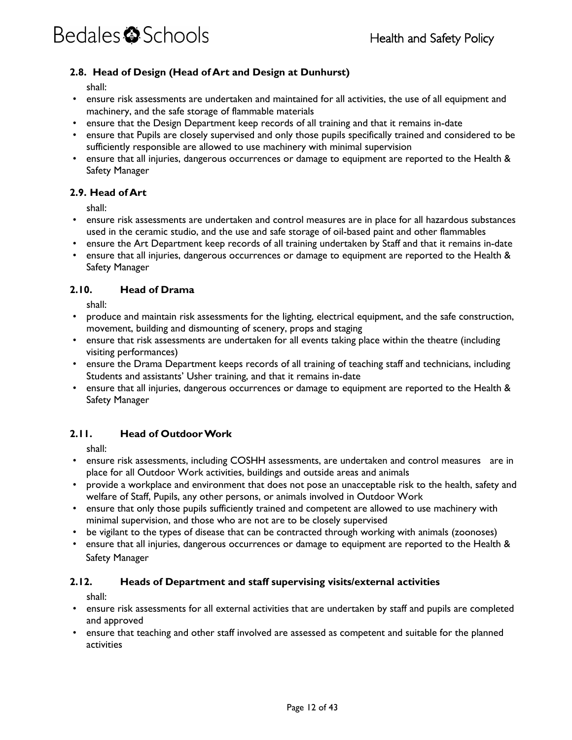### 2.8. Head of Design (Head of Art and Design at Dunhurst)

shall:

- ensure risk assessments are undertaken and maintained for all activities, the use of all equipment and machinery, and the safe storage of flammable materials
- ensure that the Design Department keep records of all training and that it remains in-date
- ensure that Pupils are closely supervised and only those pupils specifically trained and considered to be sufficiently responsible are allowed to use machinery with minimal supervision
- ensure that all injuries, dangerous occurrences or damage to equipment are reported to the Health & Safety Manager

### 2.9. Head of Art

shall:

- ensure risk assessments are undertaken and control measures are in place for all hazardous substances used in the ceramic studio, and the use and safe storage of oil-based paint and other flammables
- ensure the Art Department keep records of all training undertaken by Staff and that it remains in-date
- ensure that all injuries, dangerous occurrences or damage to equipment are reported to the Health & Safety Manager

### 2.10. Head of Drama

shall:

- produce and maintain risk assessments for the lighting, electrical equipment, and the safe construction, movement, building and dismounting of scenery, props and staging
- ensure that risk assessments are undertaken for all events taking place within the theatre (including visiting performances)
- ensure the Drama Department keeps records of all training of teaching staff and technicians, including Students and assistants' Usher training, and that it remains in-date
- ensure that all injuries, dangerous occurrences or damage to equipment are reported to the Health & Safety Manager

### 2.11. Head of Outdoor Work

shall:

- ensure risk assessments, including COSHH assessments, are undertaken and control measures are in place for all Outdoor Work activities, buildings and outside areas and animals
- provide a workplace and environment that does not pose an unacceptable risk to the health, safety and welfare of Staff, Pupils, any other persons, or animals involved in Outdoor Work
- ensure that only those pupils sufficiently trained and competent are allowed to use machinery with minimal supervision, and those who are not are to be closely supervised
- be vigilant to the types of disease that can be contracted through working with animals (zoonoses)
- ensure that all injuries, dangerous occurrences or damage to equipment are reported to the Health & Safety Manager

### 2.12. Heads of Department and staff supervising visits/external activities

shall:

- ensure risk assessments for all external activities that are undertaken by staff and pupils are completed and approved
- ensure that teaching and other staff involved are assessed as competent and suitable for the planned activities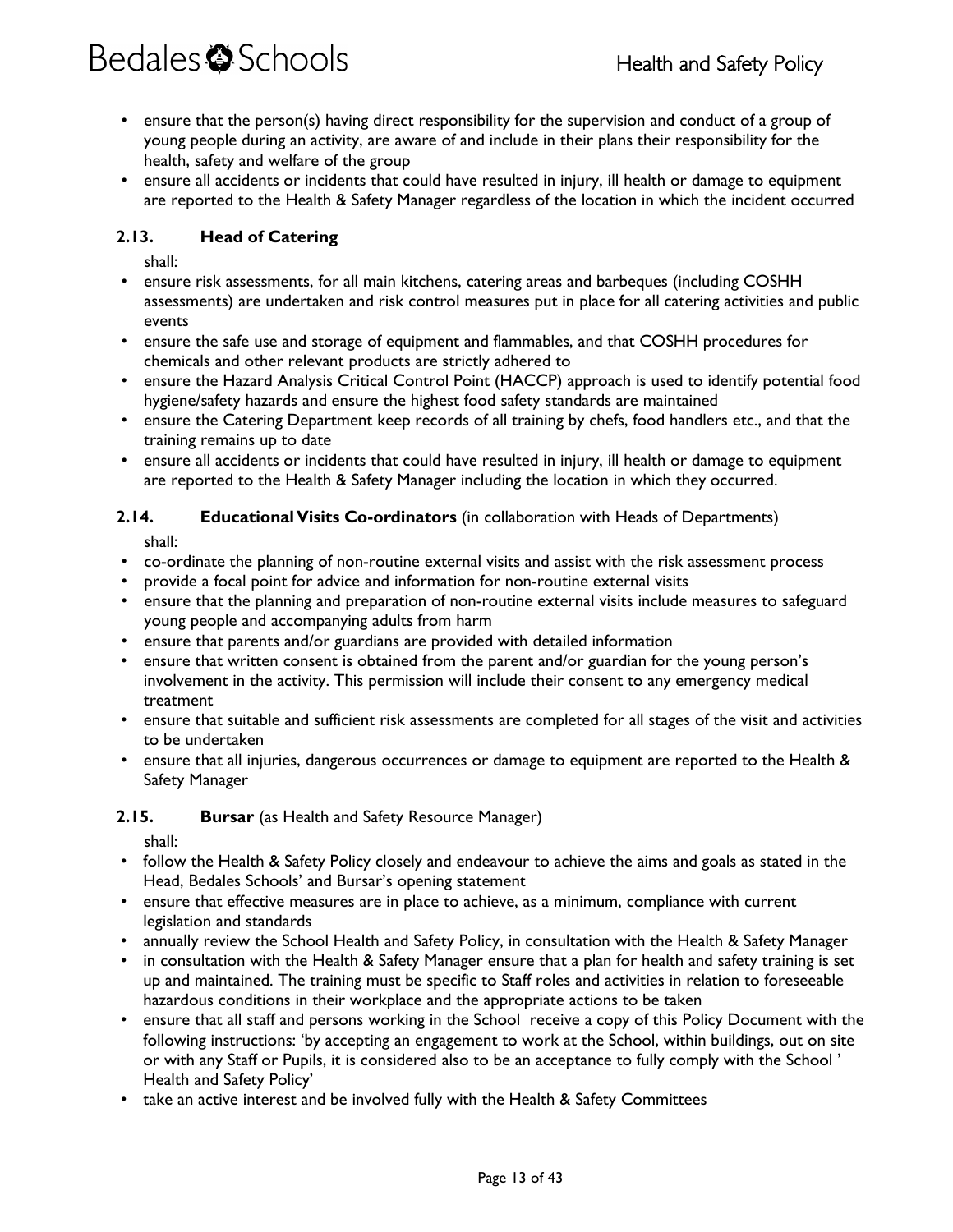- ensure that the person(s) having direct responsibility for the supervision and conduct of a group of young people during an activity, are aware of and include in their plans their responsibility for the health, safety and welfare of the group
- ensure all accidents or incidents that could have resulted in injury, ill health or damage to equipment are reported to the Health & Safety Manager regardless of the location in which the incident occurred

### 2.13. Head of Catering

shall:

- ensure risk assessments, for all main kitchens, catering areas and barbeques (including COSHH assessments) are undertaken and risk control measures put in place for all catering activities and public events
- ensure the safe use and storage of equipment and flammables, and that COSHH procedures for chemicals and other relevant products are strictly adhered to
- ensure the Hazard Analysis Critical Control Point (HACCP) approach is used to identify potential food hygiene/safety hazards and ensure the highest food safety standards are maintained
- ensure the Catering Department keep records of all training by chefs, food handlers etc., and that the training remains up to date
- ensure all accidents or incidents that could have resulted in injury, ill health or damage to equipment are reported to the Health & Safety Manager including the location in which they occurred.

### 2.14. Educational Visits Co-ordinators (in collaboration with Heads of Departments)

shall:

- co-ordinate the planning of non-routine external visits and assist with the risk assessment process
- provide a focal point for advice and information for non-routine external visits
- ensure that the planning and preparation of non-routine external visits include measures to safeguard young people and accompanying adults from harm
- ensure that parents and/or guardians are provided with detailed information
- ensure that written consent is obtained from the parent and/or guardian for the young person's involvement in the activity. This permission will include their consent to any emergency medical treatment
- ensure that suitable and sufficient risk assessments are completed for all stages of the visit and activities to be undertaken
- ensure that all injuries, dangerous occurrences or damage to equipment are reported to the Health & Safety Manager

### 2.15. Bursar (as Health and Safety Resource Manager)

shall:

- follow the Health & Safety Policy closely and endeavour to achieve the aims and goals as stated in the Head, Bedales Schools' and Bursar's opening statement
- ensure that effective measures are in place to achieve, as a minimum, compliance with current legislation and standards
- annually review the School Health and Safety Policy, in consultation with the Health & Safety Manager
- in consultation with the Health & Safety Manager ensure that a plan for health and safety training is set up and maintained. The training must be specific to Staff roles and activities in relation to foreseeable hazardous conditions in their workplace and the appropriate actions to be taken
- ensure that all staff and persons working in the School receive a copy of this Policy Document with the following instructions: 'by accepting an engagement to work at the School, within buildings, out on site or with any Staff or Pupils, it is considered also to be an acceptance to fully comply with the School ' Health and Safety Policy'
- take an active interest and be involved fully with the Health & Safety Committees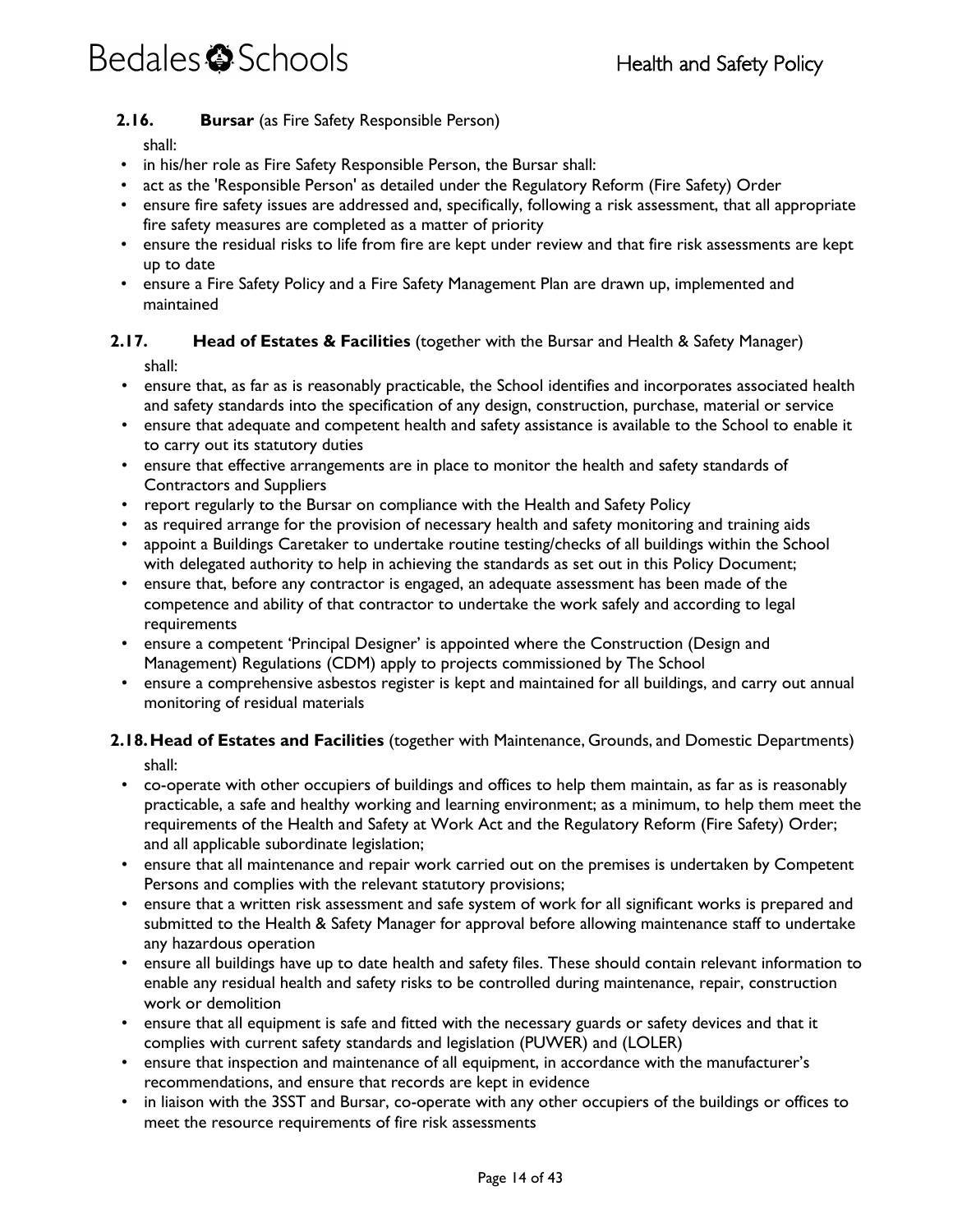### 2.16. **Bursar** (as Fire Safety Responsible Person)

shall:

- in his/her role as Fire Safety Responsible Person, the Bursar shall:
- act as the 'Responsible Person' as detailed under the Regulatory Reform (Fire Safety) Order
- ensure fire safety issues are addressed and, specifically, following a risk assessment, that all appropriate fire safety measures are completed as a matter of priority
- ensure the residual risks to life from fire are kept under review and that fire risk assessments are kept up to date
- ensure a Fire Safety Policy and a Fire Safety Management Plan are drawn up, implemented and maintained

### 2.17. **Head of Estates & Facilities** (together with the Bursar and Health & Safety Manager)

shall:

- ensure that, as far as is reasonably practicable, the School identifies and incorporates associated health and safety standards into the specification of any design, construction, purchase, material or service
- ensure that adequate and competent health and safety assistance is available to the School to enable it to carry out its statutory duties
- ensure that effective arrangements are in place to monitor the health and safety standards of Contractors and Suppliers
- report regularly to the Bursar on compliance with the Health and Safety Policy
- as required arrange for the provision of necessary health and safety monitoring and training aids
- appoint a Buildings Caretaker to undertake routine testing/checks of all buildings within the School with delegated authority to help in achieving the standards as set out in this Policy Document;
- ensure that, before any contractor is engaged, an adequate assessment has been made of the competence and ability of that contractor to undertake the work safely and according to legal requirements
- ensure a competent 'Principal Designer' is appointed where the Construction (Design and Management) Regulations (CDM) apply to projects commissioned by The School
- ensure a comprehensive asbestos register is kept and maintained for all buildings, and carry out annual monitoring of residual materials

### 2.18. **Head of Estates and Facilities** (together with Maintenance, Grounds, and Domestic Departments)

shall:

- co-operate with other occupiers of buildings and offices to help them maintain, as far as is reasonably practicable, a safe and healthy working and learning environment; as a minimum, to help them meet the requirements of the Health and Safety at Work Act and the Regulatory Reform (Fire Safety) Order; and all applicable subordinate legislation;
- ensure that all maintenance and repair work carried out on the premises is undertaken by Competent Persons and complies with the relevant statutory provisions;
- ensure that a written risk assessment and safe system of work for all significant works is prepared and submitted to the Health & Safety Manager for approval before allowing maintenance staff to undertake any hazardous operation
- ensure all buildings have up to date health and safety files. These should contain relevant information to enable any residual health and safety risks to be controlled during maintenance, repair, construction work or demolition
- ensure that all equipment is safe and fitted with the necessary guards or safety devices and that it complies with current safety standards and legislation (PUWER) and (LOLER)
- ensure that inspection and maintenance of all equipment, in accordance with the manufacturer's recommendations, and ensure that records are kept in evidence
- in liaison with the 3SST and Bursar, co-operate with any other occupiers of the buildings or offices to meet the resource requirements of fire risk assessments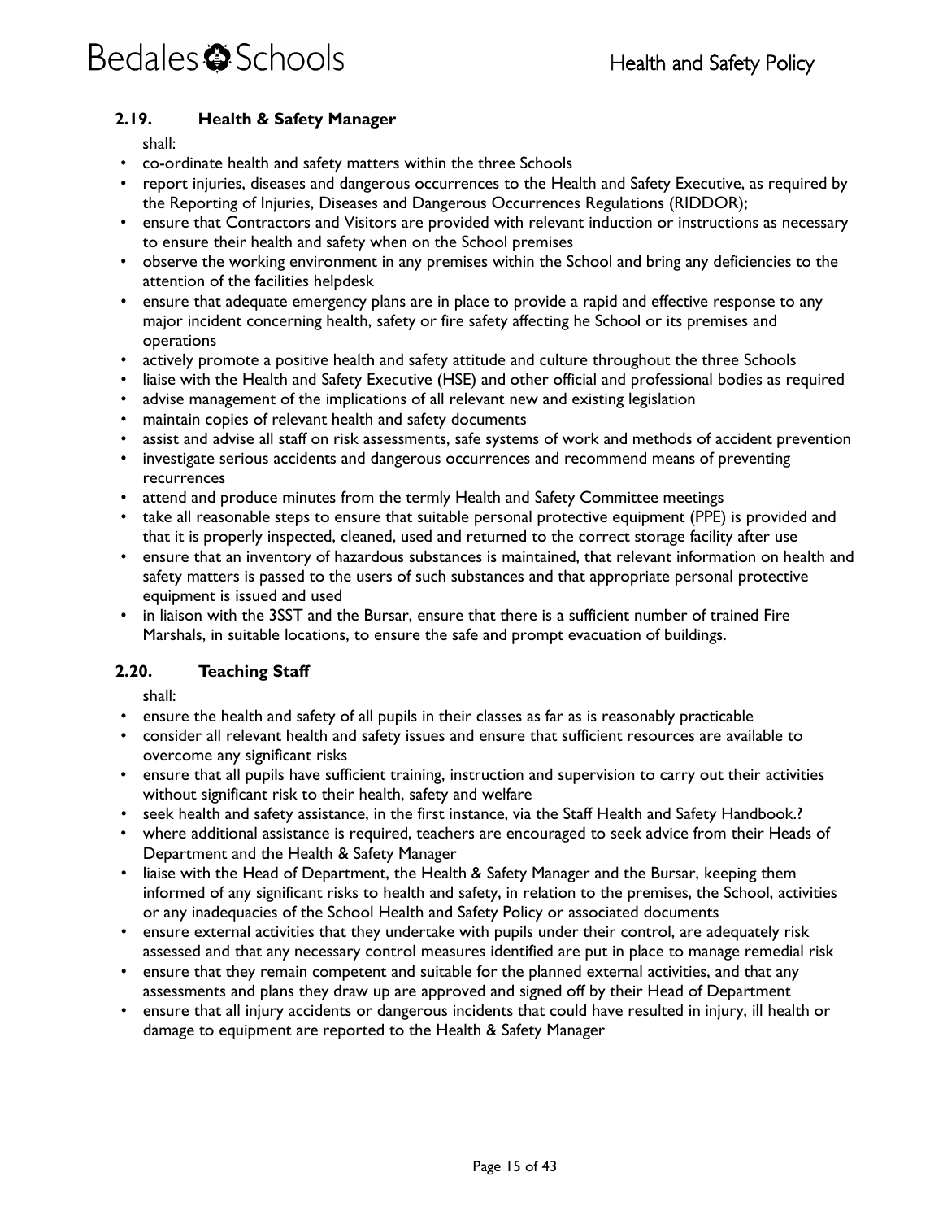### 2.19. Health & Safety Manager

shall:

- co-ordinate health and safety matters within the three Schools
- report injuries, diseases and dangerous occurrences to the Health and Safety Executive, as required by the Reporting of Injuries, Diseases and Dangerous Occurrences Regulations (RIDDOR);
- ensure that Contractors and Visitors are provided with relevant induction or instructions as necessary to ensure their health and safety when on the School premises
- observe the working environment in any premises within the School and bring any deficiencies to the attention of the facilities helpdesk
- ensure that adequate emergency plans are in place to provide a rapid and effective response to any major incident concerning health, safety or fire safety affecting he School or its premises and operations
- actively promote a positive health and safety attitude and culture throughout the three Schools
- liaise with the Health and Safety Executive (HSE) and other official and professional bodies as required
- advise management of the implications of all relevant new and existing legislation
- maintain copies of relevant health and safety documents
- assist and advise all staff on risk assessments, safe systems of work and methods of accident prevention
- investigate serious accidents and dangerous occurrences and recommend means of preventing recurrences
- attend and produce minutes from the termly Health and Safety Committee meetings
- take all reasonable steps to ensure that suitable personal protective equipment (PPE) is provided and that it is properly inspected, cleaned, used and returned to the correct storage facility after use
- ensure that an inventory of hazardous substances is maintained, that relevant information on health and safety matters is passed to the users of such substances and that appropriate personal protective equipment is issued and used
- in liaison with the 3SST and the Bursar, ensure that there is a sufficient number of trained Fire Marshals, in suitable locations, to ensure the safe and prompt evacuation of buildings.

### 2.20. Teaching Staff

shall:

- ensure the health and safety of all pupils in their classes as far as is reasonably practicable
- consider all relevant health and safety issues and ensure that sufficient resources are available to overcome any significant risks
- ensure that all pupils have sufficient training, instruction and supervision to carry out their activities without significant risk to their health, safety and welfare
- seek health and safety assistance, in the first instance, via the Staff Health and Safety Handbook.?
- where additional assistance is required, teachers are encouraged to seek advice from their Heads of Department and the Health & Safety Manager
- liaise with the Head of Department, the Health & Safety Manager and the Bursar, keeping them informed of any significant risks to health and safety, in relation to the premises, the School, activities or any inadequacies of the School Health and Safety Policy or associated documents
- ensure external activities that they undertake with pupils under their control, are adequately risk assessed and that any necessary control measures identified are put in place to manage remedial risk
- ensure that they remain competent and suitable for the planned external activities, and that any assessments and plans they draw up are approved and signed off by their Head of Department
- ensure that all injury accidents or dangerous incidents that could have resulted in injury, ill health or damage to equipment are reported to the Health & Safety Manager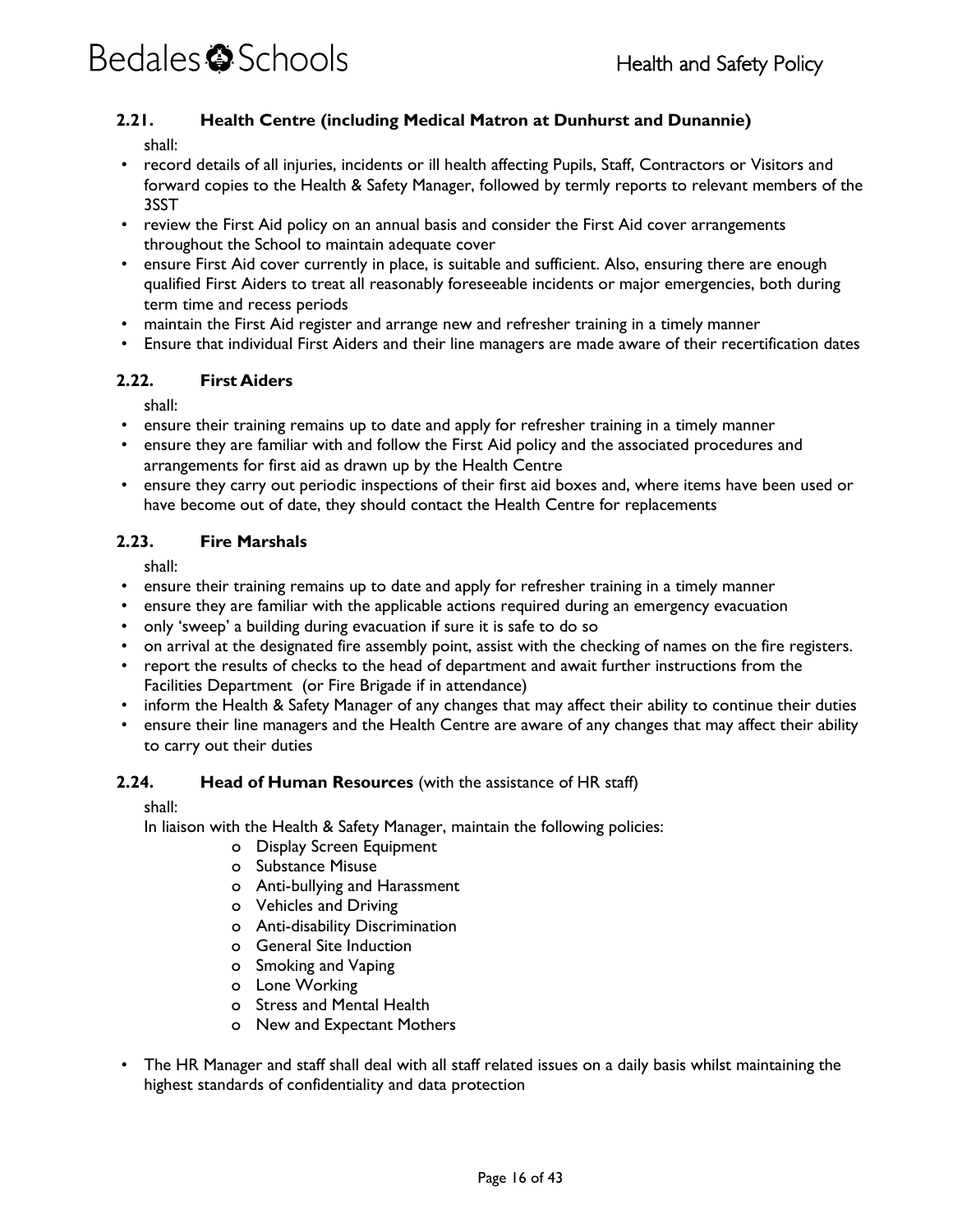### 2.21. Health Centre (including Medical Matron at Dunhurst and Dunannie)

shall:

- record details of all injuries, incidents or ill health affecting Pupils, Staff, Contractors or Visitors and forward copies to the Health & Safety Manager, followed by termly reports to relevant members of the 3SST
- review the First Aid policy on an annual basis and consider the First Aid cover arrangements throughout the School to maintain adequate cover
- ensure First Aid cover currently in place, is suitable and sufficient. Also, ensuring there are enough qualified First Aiders to treat all reasonably foreseeable incidents or major emergencies, both during term time and recess periods
- maintain the First Aid register and arrange new and refresher training in a timely manner
- Ensure that individual First Aiders and their line managers are made aware of their recertification dates

### 2.22. First Aiders

shall:

- ensure their training remains up to date and apply for refresher training in a timely manner
- ensure they are familiar with and follow the First Aid policy and the associated procedures and arrangements for first aid as drawn up by the Health Centre
- ensure they carry out periodic inspections of their first aid boxes and, where items have been used or have become out of date, they should contact the Health Centre for replacements

### 2.23. Fire Marshals

shall:

- ensure their training remains up to date and apply for refresher training in a timely manner
- ensure they are familiar with the applicable actions required during an emergency evacuation
- only 'sweep' a building during evacuation if sure it is safe to do so
- on arrival at the designated fire assembly point, assist with the checking of names on the fire registers.
- report the results of checks to the head of department and await further instructions from the Facilities Department (or Fire Brigade if in attendance)
- inform the Health & Safety Manager of any changes that may affect their ability to continue their duties
- ensure their line managers and the Health Centre are aware of any changes that may affect their ability to carry out their duties

### 2.24. Head of Human Resources (with the assistance of HR staff)

shall:

In liaison with the Health & Safety Manager, maintain the following policies:

- Display Screen Equipment
- Substance Misuse
- Anti-bullying and Harassment
- Vehicles and Driving
- Anti-disability Discrimination
- General Site Induction
- Smoking and Vaping
- Lone Working
- Stress and Mental Health
- New and Expectant Mothers

- The HR Manager and staff shall deal with all staff related issues on a daily basis whilst maintaining the highest standards of confidentiality and data protection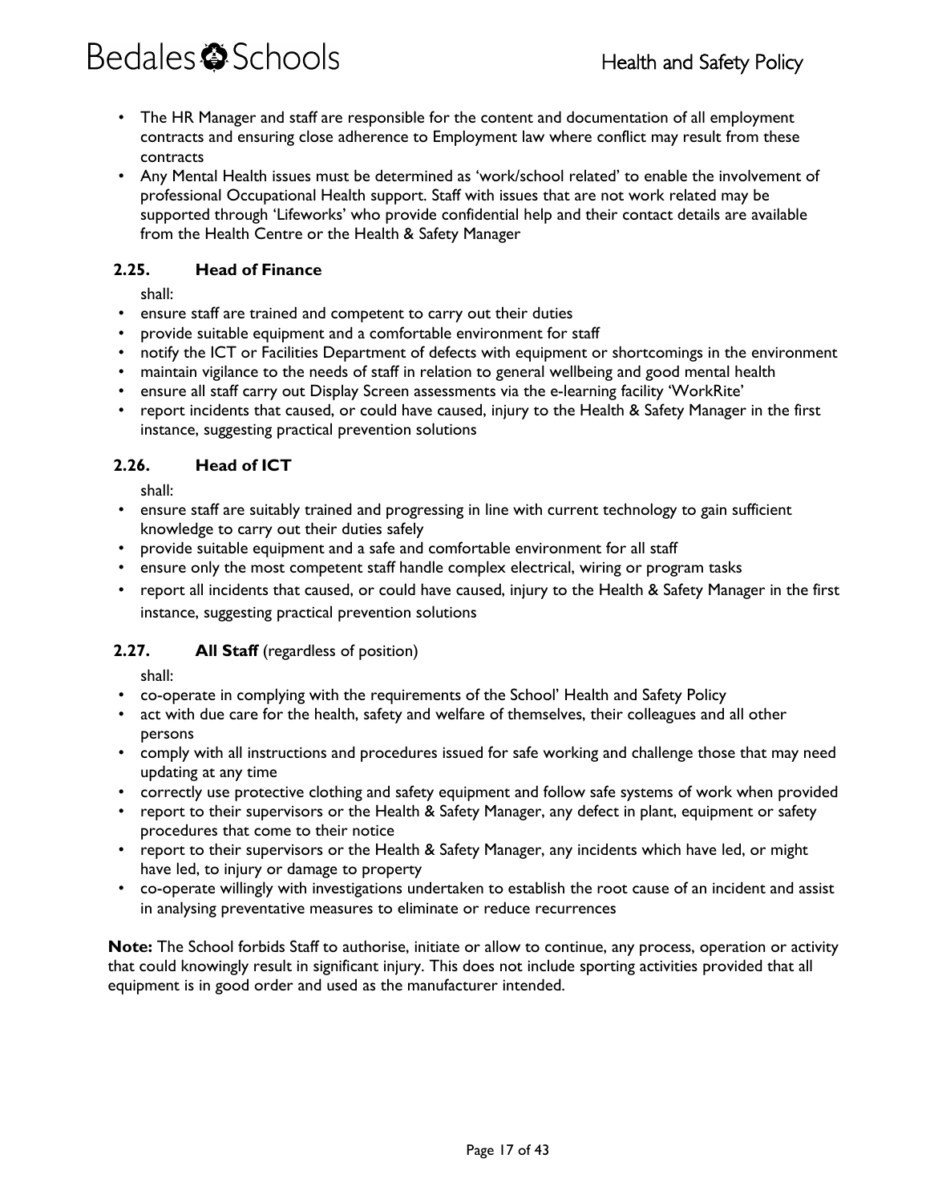- The HR Manager and staff are responsible for the content and documentation of all employment contracts and ensuring close adherence to Employment law where conflict may result from these contracts
- Any Mental Health issues must be determined as 'work/school related' to enable the involvement of professional Occupational Health support. Staff with issues that are not work related may be supported through 'Lifeworks' who provide confidential help and their contact details are available from the Health Centre or the Health & Safety Manager

### 2.25. Head of Finance

shall:

- ensure staff are trained and competent to carry out their duties
- provide suitable equipment and a comfortable environment for staff
- notify the ICT or Facilities Department of defects with equipment or shortcomings in the environment
- maintain vigilance to the needs of staff in relation to general wellbeing and good mental health
- ensure all staff carry out Display Screen assessments via the e-learning facility 'WorkRite'
- report incidents that caused, or could have caused, injury to the Health & Safety Manager in the first instance, suggesting practical prevention solutions

### 2.26. Head of ICT

shall:

- ensure staff are suitably trained and progressing in line with current technology to gain sufficient knowledge to carry out their duties safely
- provide suitable equipment and a safe and comfortable environment for all staff
- ensure only the most competent staff handle complex electrical, wiring or program tasks
- report all incidents that caused, or could have caused, injury to the Health & Safety Manager in the first instance, suggesting practical prevention solutions

### 2.27. All Staff (regardless of position)

shall:

- co-operate in complying with the requirements of the School' Health and Safety Policy
- act with due care for the health, safety and welfare of themselves, their colleagues and all other persons
- comply with all instructions and procedures issued for safe working and challenge those that may need updating at any time
- correctly use protective clothing and safety equipment and follow safe systems of work when provided
- report to their supervisors or the Health & Safety Manager, any defect in plant, equipment or safety procedures that come to their notice
- report to their supervisors or the Health & Safety Manager, any incidents which have led, or might have led, to injury or damage to property
- co-operate willingly with investigations undertaken to establish the root cause of an incident and assist in analysing preventative measures to eliminate or reduce recurrences

**Note:** The School forbids Staff to authorise, initiate or allow to continue, any process, operation or activity that could knowingly result in significant injury. This does not include sporting activities provided that all equipment is in good order and used as the manufacturer intended.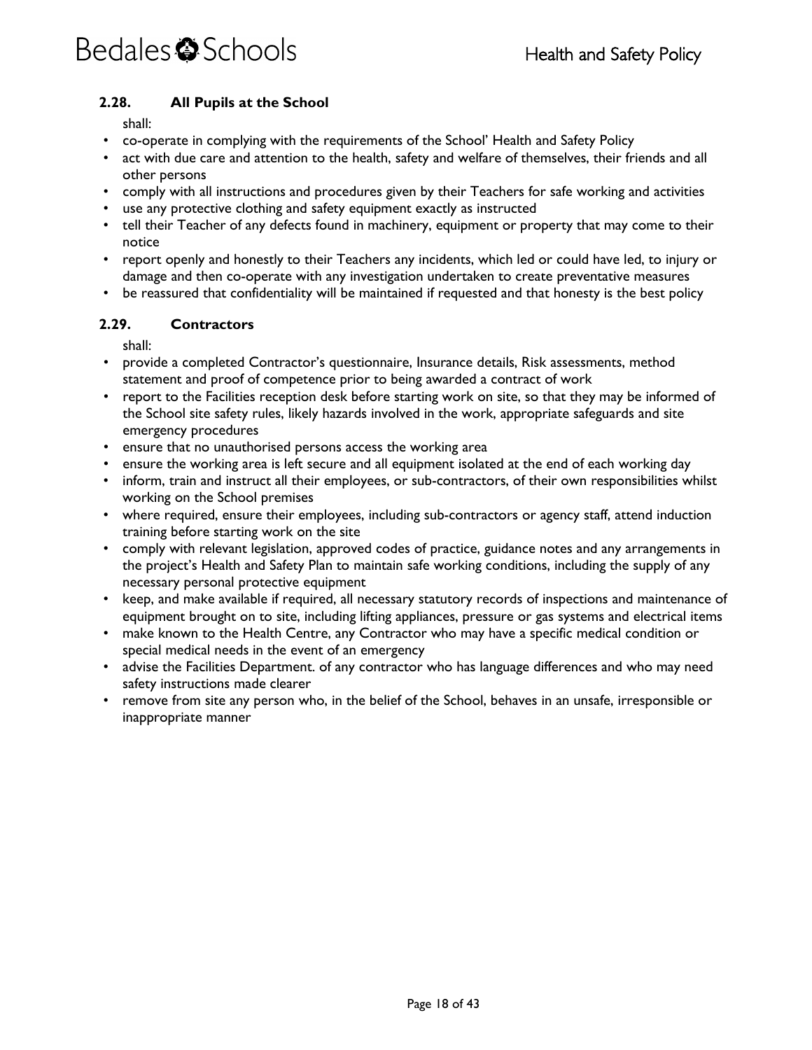### 2.28. All Pupils at the School

shall:

- co-operate in complying with the requirements of the School' Health and Safety Policy
- act with due care and attention to the health, safety and welfare of themselves, their friends and all other persons
- comply with all instructions and procedures given by their Teachers for safe working and activities
- use any protective clothing and safety equipment exactly as instructed
- tell their Teacher of any defects found in machinery, equipment or property that may come to their notice
- report openly and honestly to their Teachers any incidents, which led or could have led, to injury or damage and then co-operate with any investigation undertaken to create preventative measures
- be reassured that confidentiality will be maintained if requested and that honesty is the best policy

### 2.29. Contractors

shall:

- provide a completed Contractor's questionnaire, Insurance details, Risk assessments, method statement and proof of competence prior to being awarded a contract of work
- report to the Facilities reception desk before starting work on site, so that they may be informed of the School site safety rules, likely hazards involved in the work, appropriate safeguards and site emergency procedures
- ensure that no unauthorised persons access the working area
- ensure the working area is left secure and all equipment isolated at the end of each working day
- inform, train and instruct all their employees, or sub-contractors, of their own responsibilities whilst working on the School premises
- where required, ensure their employees, including sub-contractors or agency staff, attend induction training before starting work on the site
- comply with relevant legislation, approved codes of practice, guidance notes and any arrangements in the project's Health and Safety Plan to maintain safe working conditions, including the supply of any necessary personal protective equipment
- keep, and make available if required, all necessary statutory records of inspections and maintenance of equipment brought on to site, including lifting appliances, pressure or gas systems and electrical items
- make known to the Health Centre, any Contractor who may have a specific medical condition or special medical needs in the event of an emergency
- advise the Facilities Department. of any contractor who has language differences and who may need safety instructions made clearer
- remove from site any person who, in the belief of the School, behaves in an unsafe, irresponsible or inappropriate manner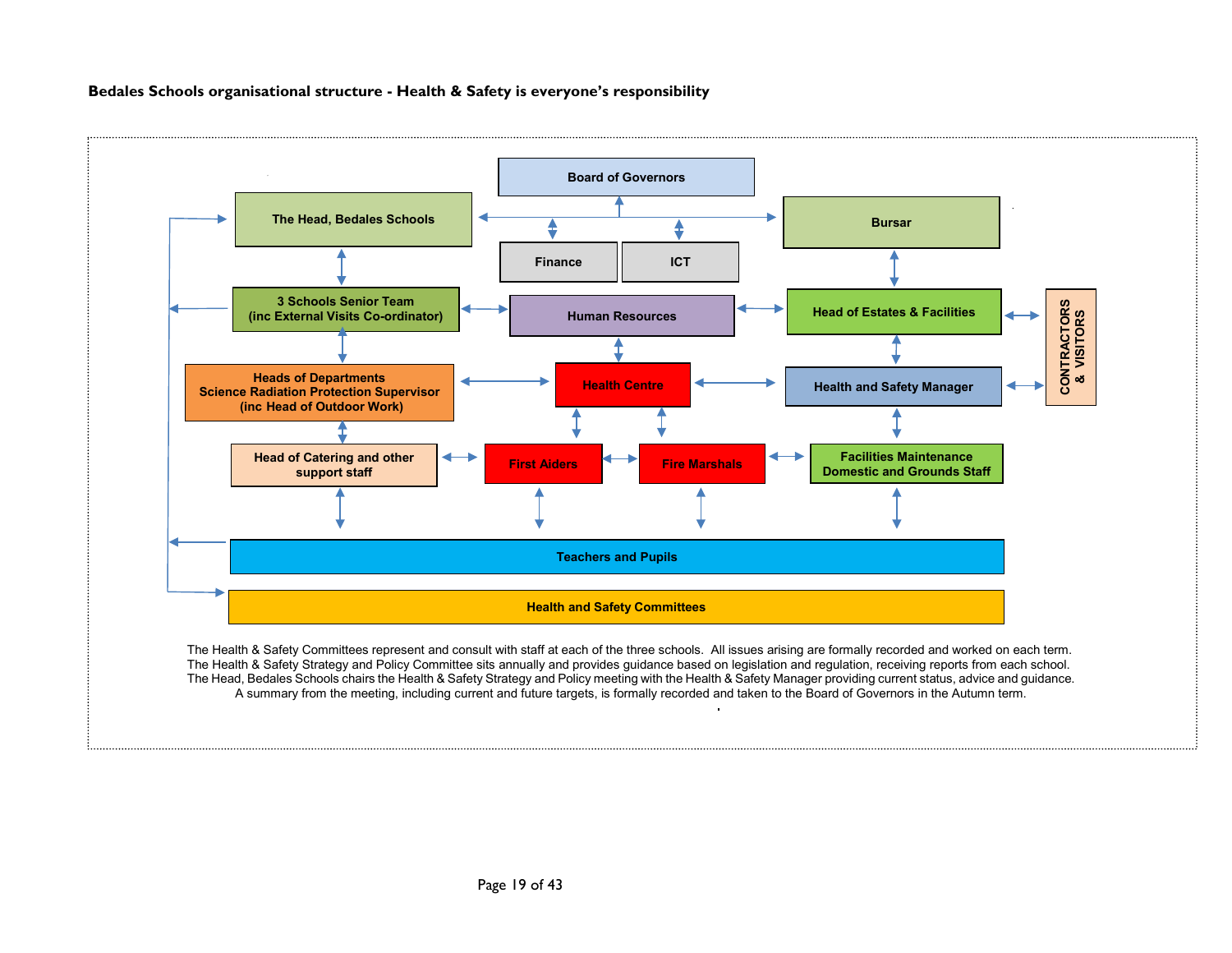**Bedales Schools organisational structure - Health & Safety is everyone's responsibility**

Board of Governors

The Head, Bedales Schools

Bursar

Finance

ICT

3 Schools Senior Team
(inc External Visits Co-ordinator)

Human Resources

Head of Estates & Facilities

CONTRACTORS & VISITORS

Heads of Departments
Science Radiation Protection Supervisor
(inc Head of Outdoor Work)

Health Centre

Health and Safety Manager

Head of Catering and other support staff

First Aiders

Fire Marshals

Facilities Maintenance
Domestic and Grounds Staff

Teachers and Pupils

Health and Safety Committees

The Health & Safety Committees represent and consult with staff at each of the three schools. All issues arising are formally recorded and worked on each term.
The Health & Safety Strategy and Policy Committee sits annually and provides guidance based on legislation and regulation, receiving reports from each school.
The Head, Bedales Schools chairs the Health & Safety Strategy and Policy meeting with the Health & Safety Manager providing current status, advice and guidance.
A summary from the meeting, including current and future targets, is formally recorded and taken to the Board of Governors in the Autumn term.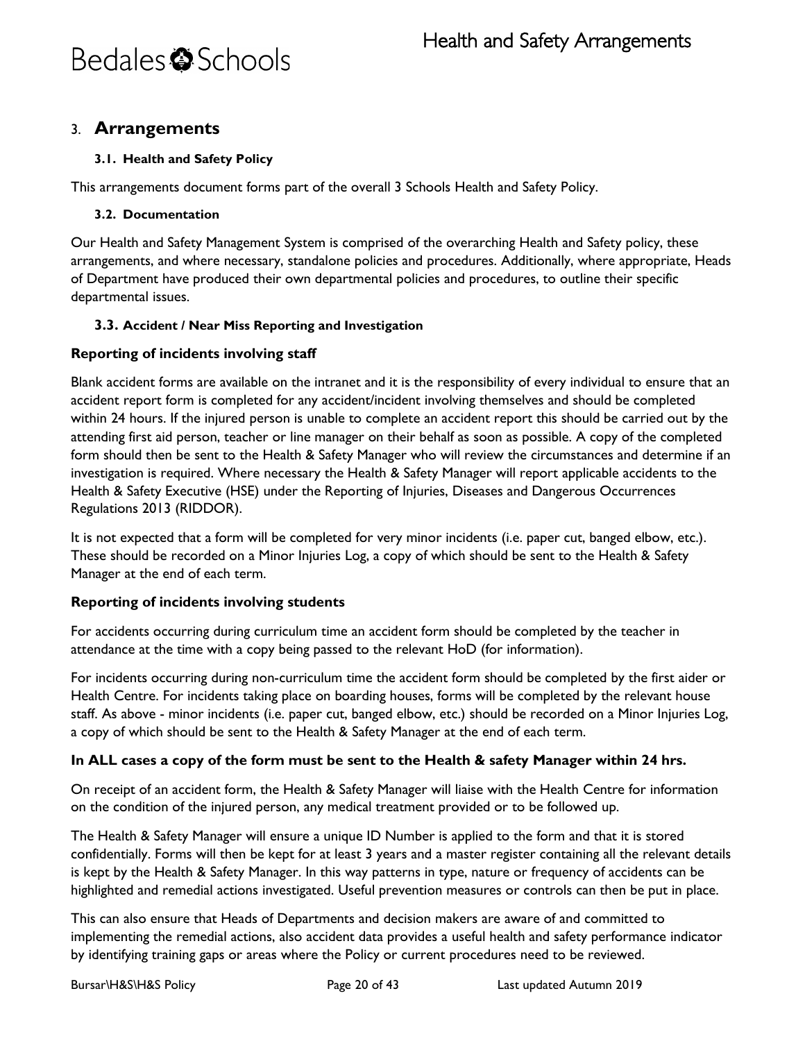# 3. Arrangements

### 3.1. Health and Safety Policy

This arrangements document forms part of the overall 3 Schools Health and Safety Policy.

### 3.2. Documentation

Our Health and Safety Management System is comprised of the overarching Health and Safety policy, these arrangements, and where necessary, standalone policies and procedures. Additionally, where appropriate, Heads of Department have produced their own departmental policies and procedures, to outline their specific departmental issues.

### 3.3. Accident / Near Miss Reporting and Investigation

**Reporting of incidents involving staff**

Blank accident forms are available on the intranet and it is the responsibility of every individual to ensure that an accident report form is completed for any accident/incident involving themselves and should be completed within 24 hours. If the injured person is unable to complete an accident report this should be carried out by the attending first aid person, teacher or line manager on their behalf as soon as possible. A copy of the completed form should then be sent to the Health & Safety Manager who will review the circumstances and determine if an investigation is required. Where necessary the Health & Safety Manager will report applicable accidents to the Health & Safety Executive (HSE) under the Reporting of Injuries, Diseases and Dangerous Occurrences Regulations 2013 (RIDDOR).

It is not expected that a form will be completed for very minor incidents (i.e. paper cut, banged elbow, etc.). These should be recorded on a Minor Injuries Log, a copy of which should be sent to the Health & Safety Manager at the end of each term.

**Reporting of incidents involving students**

For accidents occurring during curriculum time an accident form should be completed by the teacher in attendance at the time with a copy being passed to the relevant HoD (for information).

For incidents occurring during non-curriculum time the accident form should be completed by the first aider or Health Centre. For incidents taking place on boarding houses, forms will be completed by the relevant house staff. As above - minor incidents (i.e. paper cut, banged elbow, etc.) should be recorded on a Minor Injuries Log, a copy of which should be sent to the Health & Safety Manager at the end of each term.

**In ALL cases a copy of the form must be sent to the Health & safety Manager within 24 hrs.**

On receipt of an accident form, the Health & Safety Manager will liaise with the Health Centre for information on the condition of the injured person, any medical treatment provided or to be followed up.

The Health & Safety Manager will ensure a unique ID Number is applied to the form and that it is stored confidentially. Forms will then be kept for at least 3 years and a master register containing all the relevant details is kept by the Health & Safety Manager. In this way patterns in type, nature or frequency of accidents can be highlighted and remedial actions investigated. Useful prevention measures or controls can then be put in place.

This can also ensure that Heads of Departments and decision makers are aware of and committed to implementing the remedial actions, also accident data provides a useful health and safety performance indicator by identifying training gaps or areas where the Policy or current procedures need to be reviewed.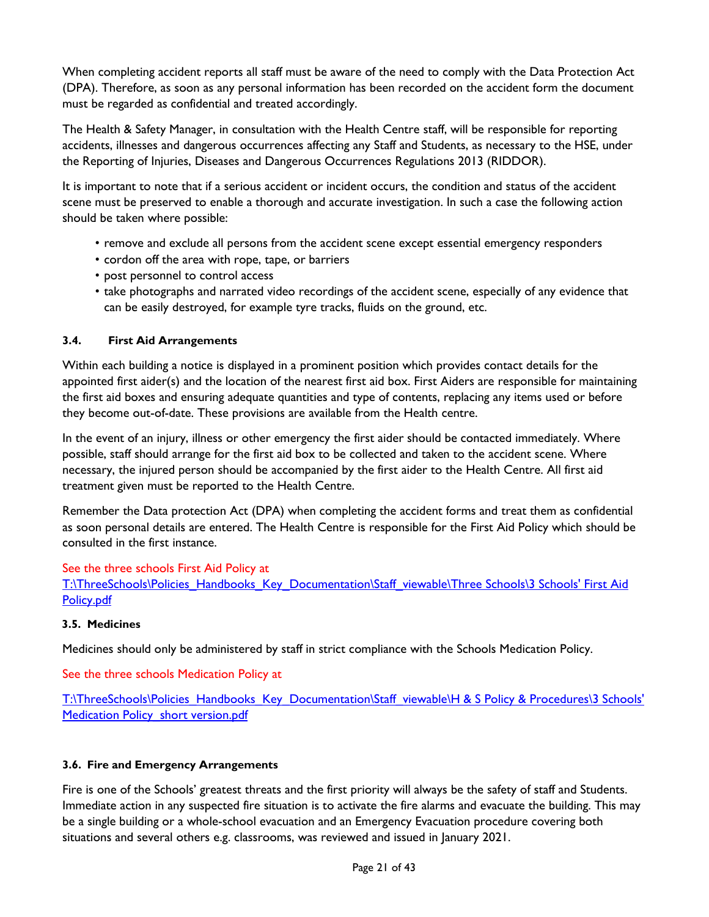When completing accident reports all staff must be aware of the need to comply with the Data Protection Act (DPA). Therefore, as soon as any personal information has been recorded on the accident form the document must be regarded as confidential and treated accordingly.

The Health & Safety Manager, in consultation with the Health Centre staff, will be responsible for reporting accidents, illnesses and dangerous occurrences affecting any Staff and Students, as necessary to the HSE, under the Reporting of Injuries, Diseases and Dangerous Occurrences Regulations 2013 (RIDDOR).

It is important to note that if a serious accident or incident occurs, the condition and status of the accident scene must be preserved to enable a thorough and accurate investigation. In such a case the following action should be taken where possible:

- remove and exclude all persons from the accident scene except essential emergency responders
- cordon off the area with rope, tape, or barriers
- post personnel to control access
- take photographs and narrated video recordings of the accident scene, especially of any evidence that can be easily destroyed, for example tyre tracks, fluids on the ground, etc.

### 3.4. First Aid Arrangements

Within each building a notice is displayed in a prominent position which provides contact details for the appointed first aider(s) and the location of the nearest first aid box. First Aiders are responsible for maintaining the first aid boxes and ensuring adequate quantities and type of contents, replacing any items used or before they become out-of-date. These provisions are available from the Health centre.

In the event of an injury, illness or other emergency the first aider should be contacted immediately. Where possible, staff should arrange for the first aid box to be collected and taken to the accident scene. Where necessary, the injured person should be accompanied by the first aider to the Health Centre. All first aid treatment given must be reported to the Health Centre.

Remember the Data protection Act (DPA) when completing the accident forms and treat them as confidential as soon personal details are entered. The Health Centre is responsible for the First Aid Policy which should be consulted in the first instance.

See the three schools First Aid Policy at
T:\ThreeSchools\Policies_Handbooks_Key_Documentation\Staff_viewable\Three Schools\3 Schools' First Aid Policy.pdf

### 3.5. Medicines

Medicines should only be administered by staff in strict compliance with the Schools Medication Policy.

See the three schools Medication Policy at

T:\ThreeSchools\Policies_Handbooks_Key_Documentation\Staff_viewable\H & S Policy & Procedures\3 Schools' Medication Policy_short version.pdf

### 3.6. Fire and Emergency Arrangements

Fire is one of the Schools' greatest threats and the first priority will always be the safety of staff and Students. Immediate action in any suspected fire situation is to activate the fire alarms and evacuate the building. This may be a single building or a whole-school evacuation and an Emergency Evacuation procedure covering both situations and several others e.g. classrooms, was reviewed and issued in January 2021.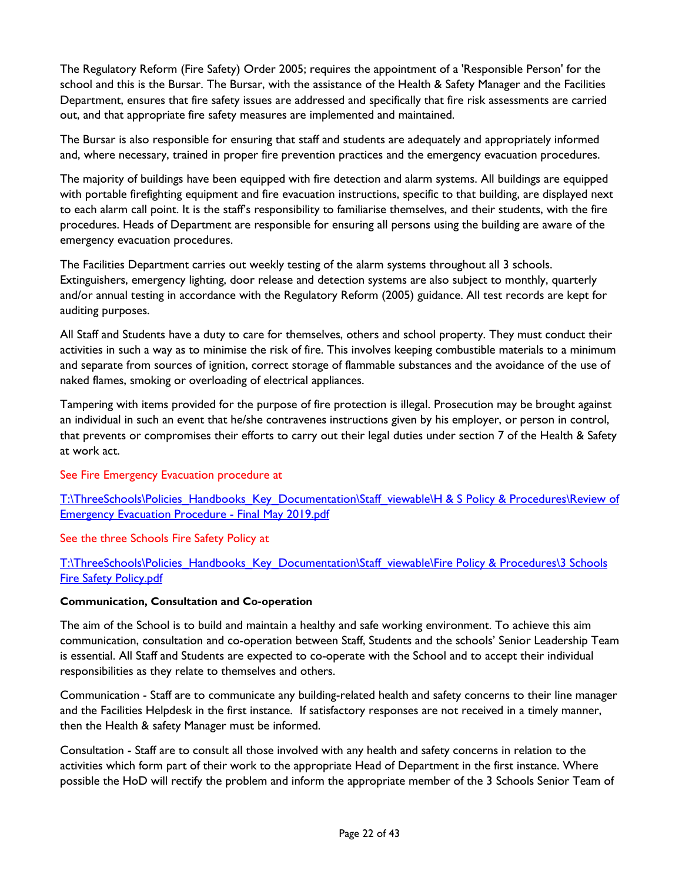The Regulatory Reform (Fire Safety) Order 2005; requires the appointment of a 'Responsible Person' for the school and this is the Bursar. The Bursar, with the assistance of the Health & Safety Manager and the Facilities Department, ensures that fire safety issues are addressed and specifically that fire risk assessments are carried out, and that appropriate fire safety measures are implemented and maintained.

The Bursar is also responsible for ensuring that staff and students are adequately and appropriately informed and, where necessary, trained in proper fire prevention practices and the emergency evacuation procedures.

The majority of buildings have been equipped with fire detection and alarm systems. All buildings are equipped with portable firefighting equipment and fire evacuation instructions, specific to that building, are displayed next to each alarm call point. It is the staff's responsibility to familiarise themselves, and their students, with the fire procedures. Heads of Department are responsible for ensuring all persons using the building are aware of the emergency evacuation procedures.

The Facilities Department carries out weekly testing of the alarm systems throughout all 3 schools. Extinguishers, emergency lighting, door release and detection systems are also subject to monthly, quarterly and/or annual testing in accordance with the Regulatory Reform (2005) guidance. All test records are kept for auditing purposes.

All Staff and Students have a duty to care for themselves, others and school property. They must conduct their activities in such a way as to minimise the risk of fire. This involves keeping combustible materials to a minimum and separate from sources of ignition, correct storage of flammable substances and the avoidance of the use of naked flames, smoking or overloading of electrical appliances.

Tampering with items provided for the purpose of fire protection is illegal. Prosecution may be brought against an individual in such an event that he/she contravenes instructions given by his employer, or person in control, that prevents or compromises their efforts to carry out their legal duties under section 7 of the Health & Safety at work act.

See Fire Emergency Evacuation procedure at

T:\ThreeSchools\Policies_Handbooks_Key_Documentation\Staff_viewable\H & S Policy & Procedures\Review of Emergency Evacuation Procedure - Final May 2019.pdf

See the three Schools Fire Safety Policy at

T:\ThreeSchools\Policies_Handbooks_Key_Documentation\Staff_viewable\Fire Policy & Procedures\3 Schools Fire Safety Policy.pdf

**Communication, Consultation and Co-operation**

The aim of the School is to build and maintain a healthy and safe working environment. To achieve this aim communication, consultation and co-operation between Staff, Students and the schools' Senior Leadership Team is essential. All Staff and Students are expected to co-operate with the School and to accept their individual responsibilities as they relate to themselves and others.

Communication - Staff are to communicate any building-related health and safety concerns to their line manager and the Facilities Helpdesk in the first instance. If satisfactory responses are not received in a timely manner, then the Health & safety Manager must be informed.

Consultation - Staff are to consult all those involved with any health and safety concerns in relation to the activities which form part of their work to the appropriate Head of Department in the first instance. Where possible the HoD will rectify the problem and inform the appropriate member of the 3 Schools Senior Team of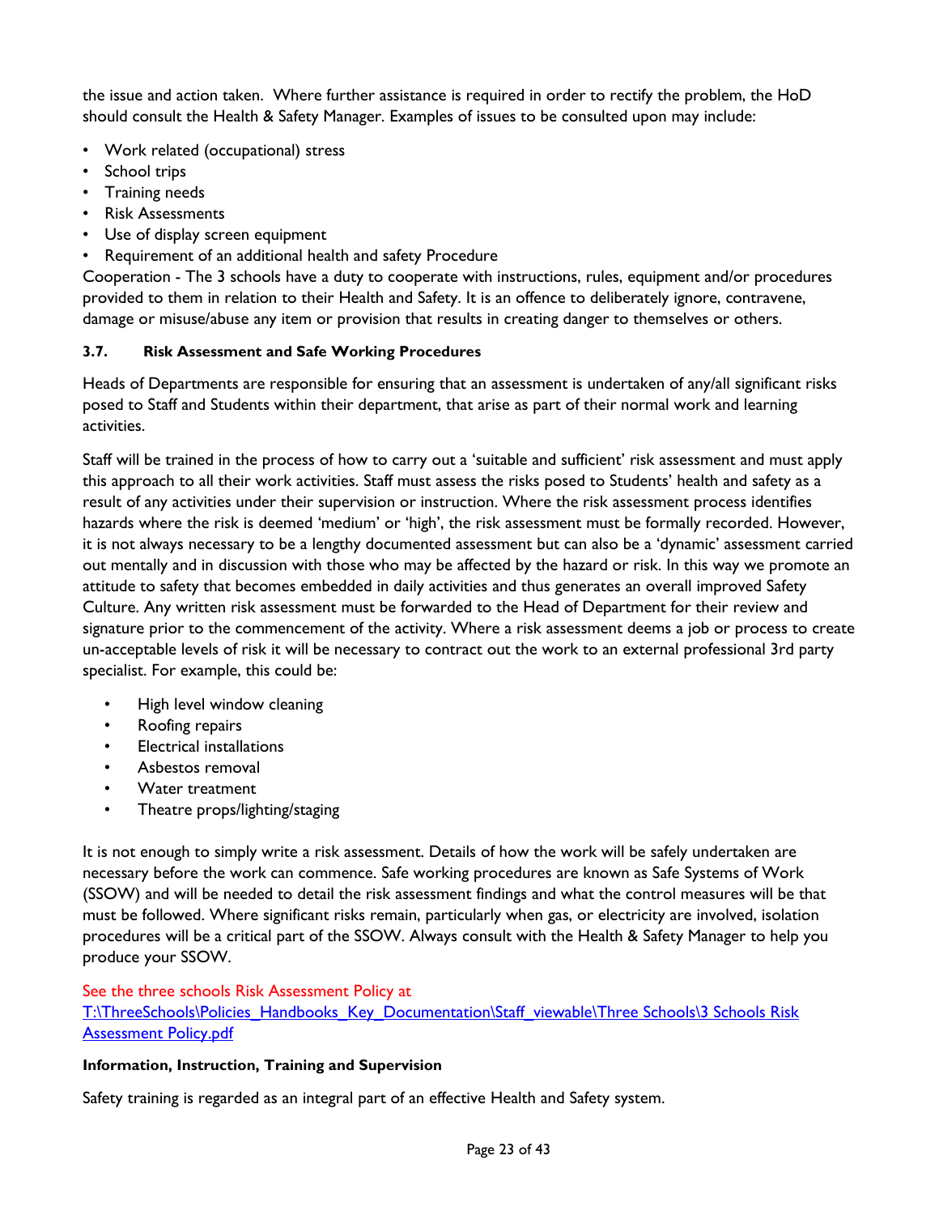the issue and action taken. Where further assistance is required in order to rectify the problem, the HoD should consult the Health & Safety Manager. Examples of issues to be consulted upon may include:

- Work related (occupational) stress
- School trips
- Training needs
- Risk Assessments
- Use of display screen equipment
- Requirement of an additional health and safety Procedure

Cooperation - The 3 schools have a duty to cooperate with instructions, rules, equipment and/or procedures provided to them in relation to their Health and Safety. It is an offence to deliberately ignore, contravene, damage or misuse/abuse any item or provision that results in creating danger to themselves or others.

#### 3.7. Risk Assessment and Safe Working Procedures

Heads of Departments are responsible for ensuring that an assessment is undertaken of any/all significant risks posed to Staff and Students within their department, that arise as part of their normal work and learning activities.

Staff will be trained in the process of how to carry out a 'suitable and sufficient' risk assessment and must apply this approach to all their work activities. Staff must assess the risks posed to Students' health and safety as a result of any activities under their supervision or instruction. Where the risk assessment process identifies hazards where the risk is deemed 'medium' or 'high', the risk assessment must be formally recorded. However, it is not always necessary to be a lengthy documented assessment but can also be a 'dynamic' assessment carried out mentally and in discussion with those who may be affected by the hazard or risk. In this way we promote an attitude to safety that becomes embedded in daily activities and thus generates an overall improved Safety Culture. Any written risk assessment must be forwarded to the Head of Department for their review and signature prior to the commencement of the activity. Where a risk assessment deems a job or process to create un-acceptable levels of risk it will be necessary to contract out the work to an external professional 3rd party specialist. For example, this could be:

- High level window cleaning
- Roofing repairs
- Electrical installations
- Asbestos removal
- Water treatment
- Theatre props/lighting/staging

It is not enough to simply write a risk assessment. Details of how the work will be safely undertaken are necessary before the work can commence. Safe working procedures are known as Safe Systems of Work (SSOW) and will be needed to detail the risk assessment findings and what the control measures will be that must be followed. Where significant risks remain, particularly when gas, or electricity are involved, isolation procedures will be a critical part of the SSOW. Always consult with the Health & Safety Manager to help you produce your SSOW.

See the three schools Risk Assessment Policy at
T:\ThreeSchools\Policies_Handbooks_Key_Documentation\Staff_viewable\Three Schools\3 Schools Risk Assessment Policy.pdf

**Information, Instruction, Training and Supervision**

Safety training is regarded as an integral part of an effective Health and Safety system.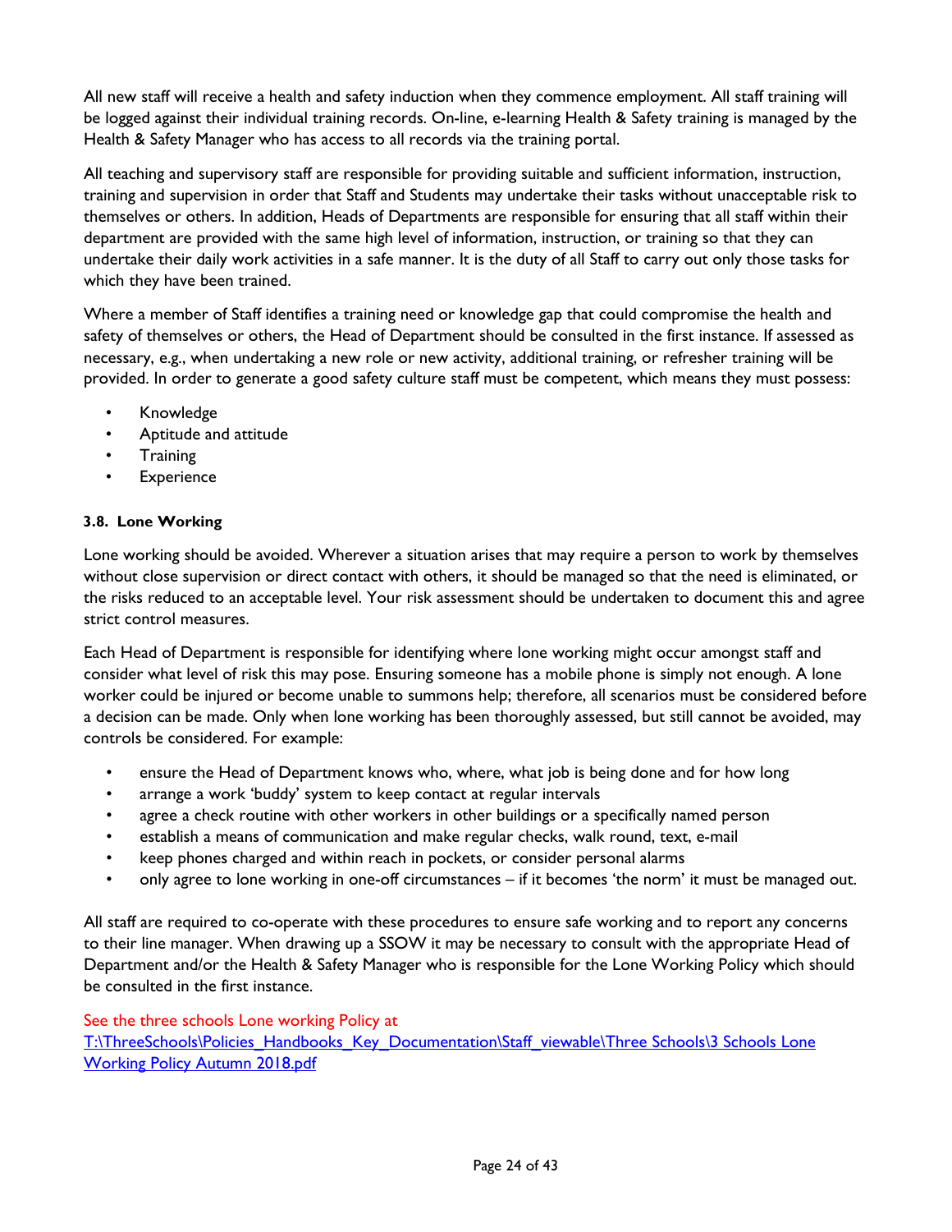All new staff will receive a health and safety induction when they commence employment. All staff training will be logged against their individual training records. On-line, e-learning Health & Safety training is managed by the Health & Safety Manager who has access to all records via the training portal.

All teaching and supervisory staff are responsible for providing suitable and sufficient information, instruction, training and supervision in order that Staff and Students may undertake their tasks without unacceptable risk to themselves or others. In addition, Heads of Departments are responsible for ensuring that all staff within their department are provided with the same high level of information, instruction, or training so that they can undertake their daily work activities in a safe manner. It is the duty of all Staff to carry out only those tasks for which they have been trained.

Where a member of Staff identifies a training need or knowledge gap that could compromise the health and safety of themselves or others, the Head of Department should be consulted in the first instance. If assessed as necessary, e.g., when undertaking a new role or new activity, additional training, or refresher training will be provided. In order to generate a good safety culture staff must be competent, which means they must possess:

- Knowledge
- Aptitude and attitude
- Training
- Experience

### 3.8. Lone Working

Lone working should be avoided. Wherever a situation arises that may require a person to work by themselves without close supervision or direct contact with others, it should be managed so that the need is eliminated, or the risks reduced to an acceptable level. Your risk assessment should be undertaken to document this and agree strict control measures.

Each Head of Department is responsible for identifying where lone working might occur amongst staff and consider what level of risk this may pose. Ensuring someone has a mobile phone is simply not enough. A lone worker could be injured or become unable to summons help; therefore, all scenarios must be considered before a decision can be made. Only when lone working has been thoroughly assessed, but still cannot be avoided, may controls be considered. For example:

- ensure the Head of Department knows who, where, what job is being done and for how long
- arrange a work 'buddy' system to keep contact at regular intervals
- agree a check routine with other workers in other buildings or a specifically named person
- establish a means of communication and make regular checks, walk round, text, e-mail
- keep phones charged and within reach in pockets, or consider personal alarms
- only agree to lone working in one-off circumstances – if it becomes 'the norm' it must be managed out.

All staff are required to co-operate with these procedures to ensure safe working and to report any concerns to their line manager. When drawing up a SSOW it may be necessary to consult with the appropriate Head of Department and/or the Health & Safety Manager who is responsible for the Lone Working Policy which should be consulted in the first instance.

See the three schools Lone working Policy at
T:\ThreeSchools\Policies_Handbooks_Key_Documentation\Staff_viewable\Three Schools\3 Schools Lone Working Policy Autumn 2018.pdf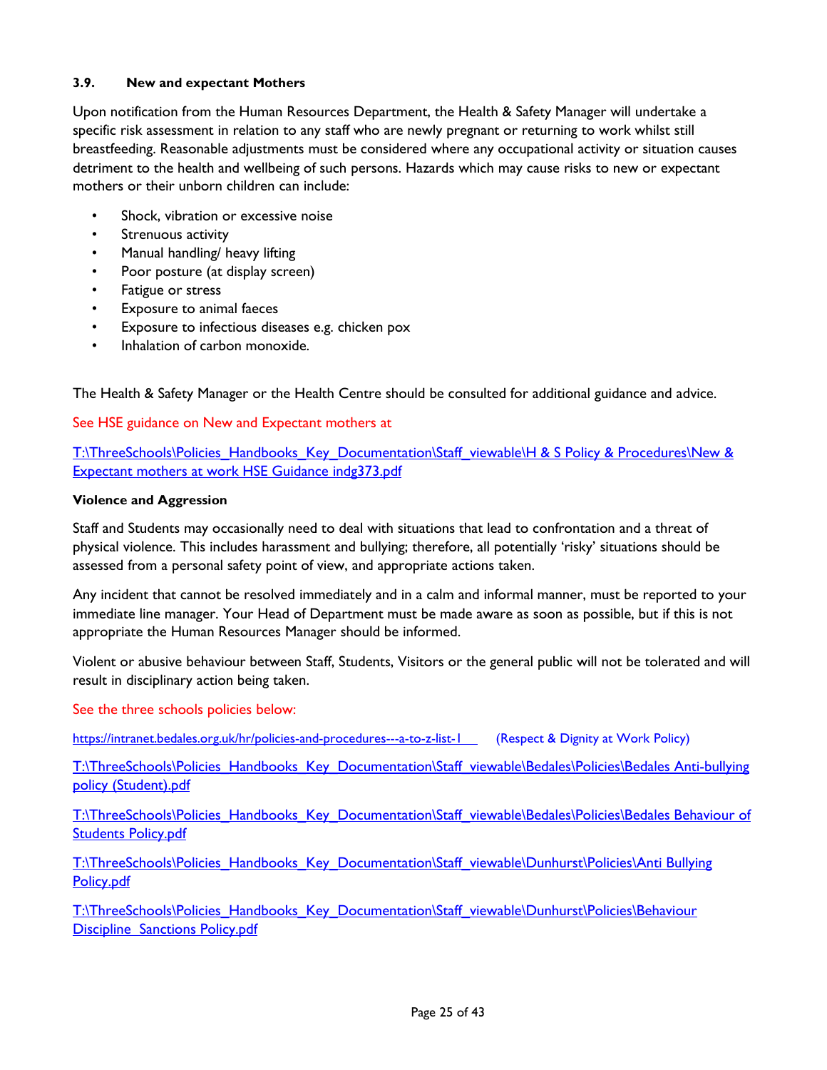### 3.9. New and expectant Mothers

Upon notification from the Human Resources Department, the Health & Safety Manager will undertake a specific risk assessment in relation to any staff who are newly pregnant or returning to work whilst still breastfeeding. Reasonable adjustments must be considered where any occupational activity or situation causes detriment to the health and wellbeing of such persons. Hazards which may cause risks to new or expectant mothers or their unborn children can include:

- Shock, vibration or excessive noise
- Strenuous activity
- Manual handling/ heavy lifting
- Poor posture (at display screen)
- Fatigue or stress
- Exposure to animal faeces
- Exposure to infectious diseases e.g. chicken pox
- Inhalation of carbon monoxide.

The Health & Safety Manager or the Health Centre should be consulted for additional guidance and advice.

See HSE guidance on New and Expectant mothers at

T:\ThreeSchools\Policies_Handbooks_Key_Documentation\Staff_viewable\H & S Policy & Procedures\New & Expectant mothers at work HSE Guidance indg373.pdf

**Violence and Aggression**

Staff and Students may occasionally need to deal with situations that lead to confrontation and a threat of physical violence. This includes harassment and bullying; therefore, all potentially 'risky' situations should be assessed from a personal safety point of view, and appropriate actions taken.

Any incident that cannot be resolved immediately and in a calm and informal manner, must be reported to your immediate line manager. Your Head of Department must be made aware as soon as possible, but if this is not appropriate the Human Resources Manager should be informed.

Violent or abusive behaviour between Staff, Students, Visitors or the general public will not be tolerated and will result in disciplinary action being taken.

See the three schools policies below:

https://intranet.bedales.org.uk/hr/policies-and-procedures---a-to-z-list-1 (Respect & Dignity at Work Policy)

T:\ThreeSchools\Policies_Handbooks_Key_Documentation\Staff_viewable\Bedales\Policies\Bedales Anti-bullying policy (Student).pdf

T:\ThreeSchools\Policies_Handbooks_Key_Documentation\Staff_viewable\Bedales\Policies\Bedales Behaviour of Students Policy.pdf

T:\ThreeSchools\Policies_Handbooks_Key_Documentation\Staff_viewable\Dunhurst\Policies\Anti Bullying Policy.pdf

T:\ThreeSchools\Policies_Handbooks_Key_Documentation\Staff_viewable\Dunhurst\Policies\Behaviour Discipline_Sanctions Policy.pdf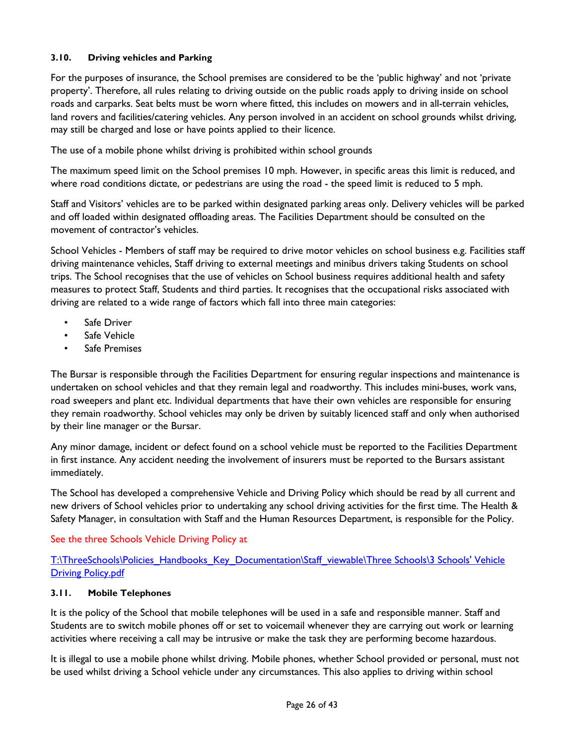### 3.10. Driving vehicles and Parking

For the purposes of insurance, the School premises are considered to be the 'public highway' and not 'private property'. Therefore, all rules relating to driving outside on the public roads apply to driving inside on school roads and carparks. Seat belts must be worn where fitted, this includes on mowers and in all-terrain vehicles, land rovers and facilities/catering vehicles. Any person involved in an accident on school grounds whilst driving, may still be charged and lose or have points applied to their licence.

The use of a mobile phone whilst driving is prohibited within school grounds

The maximum speed limit on the School premises 10 mph. However, in specific areas this limit is reduced, and where road conditions dictate, or pedestrians are using the road - the speed limit is reduced to 5 mph.

Staff and Visitors' vehicles are to be parked within designated parking areas only. Delivery vehicles will be parked and off loaded within designated offloading areas. The Facilities Department should be consulted on the movement of contractor's vehicles.

School Vehicles - Members of staff may be required to drive motor vehicles on school business e.g. Facilities staff driving maintenance vehicles, Staff driving to external meetings and minibus drivers taking Students on school trips. The School recognises that the use of vehicles on School business requires additional health and safety measures to protect Staff, Students and third parties. It recognises that the occupational risks associated with driving are related to a wide range of factors which fall into three main categories:

- Safe Driver
- Safe Vehicle
- Safe Premises

The Bursar is responsible through the Facilities Department for ensuring regular inspections and maintenance is undertaken on school vehicles and that they remain legal and roadworthy. This includes mini-buses, work vans, road sweepers and plant etc. Individual departments that have their own vehicles are responsible for ensuring they remain roadworthy. School vehicles may only be driven by suitably licenced staff and only when authorised by their line manager or the Bursar.

Any minor damage, incident or defect found on a school vehicle must be reported to the Facilities Department in first instance. Any accident needing the involvement of insurers must be reported to the Bursars assistant immediately.

The School has developed a comprehensive Vehicle and Driving Policy which should be read by all current and new drivers of School vehicles prior to undertaking any school driving activities for the first time. The Health & Safety Manager, in consultation with Staff and the Human Resources Department, is responsible for the Policy.

See the three Schools Vehicle Driving Policy at

T:\ThreeSchools\Policies_Handbooks_Key_Documentation\Staff_viewable\Three Schools\3 Schools' Vehicle Driving Policy.pdf

### 3.11. Mobile Telephones

It is the policy of the School that mobile telephones will be used in a safe and responsible manner. Staff and Students are to switch mobile phones off or set to voicemail whenever they are carrying out work or learning activities where receiving a call may be intrusive or make the task they are performing become hazardous.

It is illegal to use a mobile phone whilst driving. Mobile phones, whether School provided or personal, must not be used whilst driving a School vehicle under any circumstances. This also applies to driving within school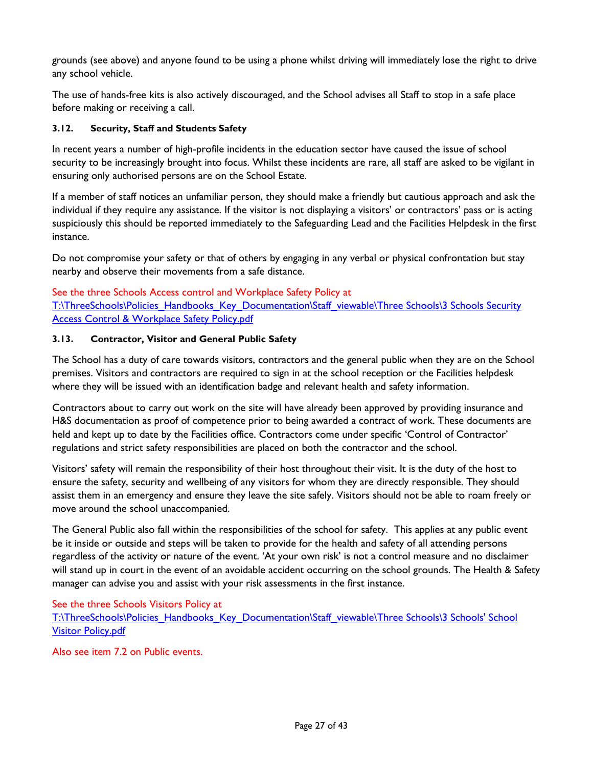grounds (see above) and anyone found to be using a phone whilst driving will immediately lose the right to drive any school vehicle.

The use of hands-free kits is also actively discouraged, and the School advises all Staff to stop in a safe place before making or receiving a call.

### 3.12. Security, Staff and Students Safety

In recent years a number of high-profile incidents in the education sector have caused the issue of school security to be increasingly brought into focus. Whilst these incidents are rare, all staff are asked to be vigilant in ensuring only authorised persons are on the School Estate.

If a member of staff notices an unfamiliar person, they should make a friendly but cautious approach and ask the individual if they require any assistance. If the visitor is not displaying a visitors' or contractors' pass or is acting suspiciously this should be reported immediately to the Safeguarding Lead and the Facilities Helpdesk in the first instance.

Do not compromise your safety or that of others by engaging in any verbal or physical confrontation but stay nearby and observe their movements from a safe distance.

See the three Schools Access control and Workplace Safety Policy at
T:\ThreeSchools\Policies_Handbooks_Key_Documentation\Staff_viewable\Three Schools\3 Schools Security Access Control & Workplace Safety Policy.pdf

### 3.13. Contractor, Visitor and General Public Safety

The School has a duty of care towards visitors, contractors and the general public when they are on the School premises. Visitors and contractors are required to sign in at the school reception or the Facilities helpdesk where they will be issued with an identification badge and relevant health and safety information.

Contractors about to carry out work on the site will have already been approved by providing insurance and H&S documentation as proof of competence prior to being awarded a contract of work. These documents are held and kept up to date by the Facilities office. Contractors come under specific 'Control of Contractor' regulations and strict safety responsibilities are placed on both the contractor and the school.

Visitors' safety will remain the responsibility of their host throughout their visit. It is the duty of the host to ensure the safety, security and wellbeing of any visitors for whom they are directly responsible. They should assist them in an emergency and ensure they leave the site safely. Visitors should not be able to roam freely or move around the school unaccompanied.

The General Public also fall within the responsibilities of the school for safety. This applies at any public event be it inside or outside and steps will be taken to provide for the health and safety of all attending persons regardless of the activity or nature of the event. 'At your own risk' is not a control measure and no disclaimer will stand up in court in the event of an avoidable accident occurring on the school grounds. The Health & Safety manager can advise you and assist with your risk assessments in the first instance.

See the three Schools Visitors Policy at
T:\ThreeSchools\Policies_Handbooks_Key_Documentation\Staff_viewable\Three Schools\3 Schools' School Visitor Policy.pdf

Also see item 7.2 on Public events.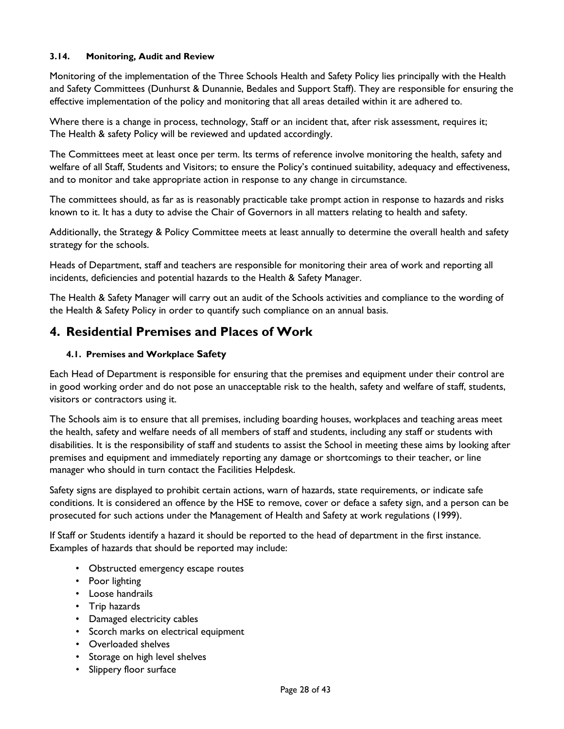### 3.14. Monitoring, Audit and Review

Monitoring of the implementation of the Three Schools Health and Safety Policy lies principally with the Health and Safety Committees (Dunhurst & Dunannie, Bedales and Support Staff). They are responsible for ensuring the effective implementation of the policy and monitoring that all areas detailed within it are adhered to.

Where there is a change in process, technology, Staff or an incident that, after risk assessment, requires it; The Health & safety Policy will be reviewed and updated accordingly.

The Committees meet at least once per term. Its terms of reference involve monitoring the health, safety and welfare of all Staff, Students and Visitors; to ensure the Policy's continued suitability, adequacy and effectiveness, and to monitor and take appropriate action in response to any change in circumstance.

The committees should, as far as is reasonably practicable take prompt action in response to hazards and risks known to it. It has a duty to advise the Chair of Governors in all matters relating to health and safety.

Additionally, the Strategy & Policy Committee meets at least annually to determine the overall health and safety strategy for the schools.

Heads of Department, staff and teachers are responsible for monitoring their area of work and reporting all incidents, deficiencies and potential hazards to the Health & Safety Manager.

The Health & Safety Manager will carry out an audit of the Schools activities and compliance to the wording of the Health & Safety Policy in order to quantify such compliance on an annual basis.

## 4. Residential Premises and Places of Work

### 4.1. Premises and Workplace Safety

Each Head of Department is responsible for ensuring that the premises and equipment under their control are in good working order and do not pose an unacceptable risk to the health, safety and welfare of staff, students, visitors or contractors using it.

The Schools aim is to ensure that all premises, including boarding houses, workplaces and teaching areas meet the health, safety and welfare needs of all members of staff and students, including any staff or students with disabilities. It is the responsibility of staff and students to assist the School in meeting these aims by looking after premises and equipment and immediately reporting any damage or shortcomings to their teacher, or line manager who should in turn contact the Facilities Helpdesk.

Safety signs are displayed to prohibit certain actions, warn of hazards, state requirements, or indicate safe conditions. It is considered an offence by the HSE to remove, cover or deface a safety sign, and a person can be prosecuted for such actions under the Management of Health and Safety at work regulations (1999).

If Staff or Students identify a hazard it should be reported to the head of department in the first instance. Examples of hazards that should be reported may include:

- Obstructed emergency escape routes
- Poor lighting
- Loose handrails
- Trip hazards
- Damaged electricity cables
- Scorch marks on electrical equipment
- Overloaded shelves
- Storage on high level shelves
- Slippery floor surface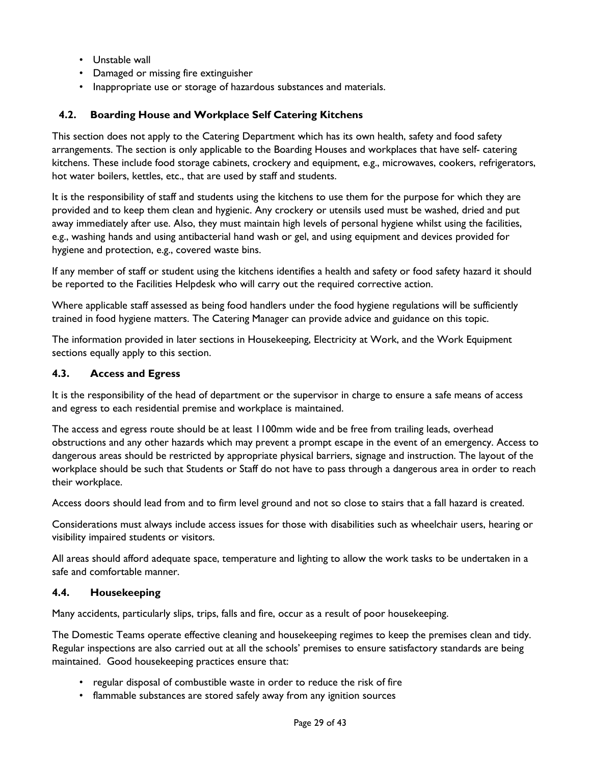- Unstable wall
- Damaged or missing fire extinguisher
- Inappropriate use or storage of hazardous substances and materials.

### 4.2. Boarding House and Workplace Self Catering Kitchens

This section does not apply to the Catering Department which has its own health, safety and food safety arrangements. The section is only applicable to the Boarding Houses and workplaces that have self- catering kitchens. These include food storage cabinets, crockery and equipment, e.g., microwaves, cookers, refrigerators, hot water boilers, kettles, etc., that are used by staff and students.

It is the responsibility of staff and students using the kitchens to use them for the purpose for which they are provided and to keep them clean and hygienic. Any crockery or utensils used must be washed, dried and put away immediately after use. Also, they must maintain high levels of personal hygiene whilst using the facilities, e.g., washing hands and using antibacterial hand wash or gel, and using equipment and devices provided for hygiene and protection, e.g., covered waste bins.

If any member of staff or student using the kitchens identifies a health and safety or food safety hazard it should be reported to the Facilities Helpdesk who will carry out the required corrective action.

Where applicable staff assessed as being food handlers under the food hygiene regulations will be sufficiently trained in food hygiene matters. The Catering Manager can provide advice and guidance on this topic.

The information provided in later sections in Housekeeping, Electricity at Work, and the Work Equipment sections equally apply to this section.

### 4.3. Access and Egress

It is the responsibility of the head of department or the supervisor in charge to ensure a safe means of access and egress to each residential premise and workplace is maintained.

The access and egress route should be at least 1100mm wide and be free from trailing leads, overhead obstructions and any other hazards which may prevent a prompt escape in the event of an emergency. Access to dangerous areas should be restricted by appropriate physical barriers, signage and instruction. The layout of the workplace should be such that Students or Staff do not have to pass through a dangerous area in order to reach their workplace.

Access doors should lead from and to firm level ground and not so close to stairs that a fall hazard is created.

Considerations must always include access issues for those with disabilities such as wheelchair users, hearing or visibility impaired students or visitors.

All areas should afford adequate space, temperature and lighting to allow the work tasks to be undertaken in a safe and comfortable manner.

### 4.4. Housekeeping

Many accidents, particularly slips, trips, falls and fire, occur as a result of poor housekeeping.

The Domestic Teams operate effective cleaning and housekeeping regimes to keep the premises clean and tidy. Regular inspections are also carried out at all the schools' premises to ensure satisfactory standards are being maintained. Good housekeeping practices ensure that:

- regular disposal of combustible waste in order to reduce the risk of fire
- flammable substances are stored safely away from any ignition sources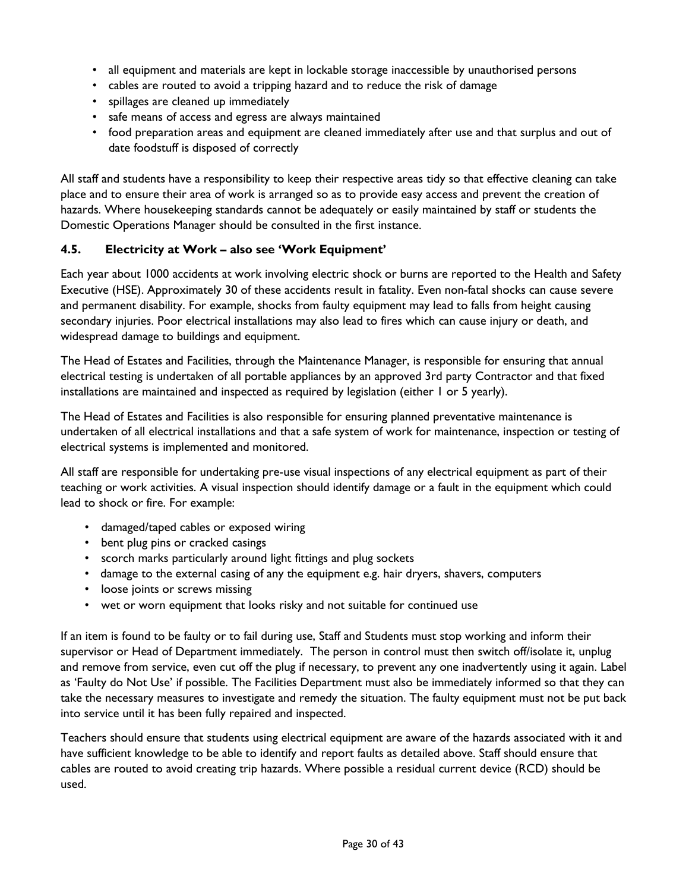- all equipment and materials are kept in lockable storage inaccessible by unauthorised persons
- cables are routed to avoid a tripping hazard and to reduce the risk of damage
- spillages are cleaned up immediately
- safe means of access and egress are always maintained
- food preparation areas and equipment are cleaned immediately after use and that surplus and out of date foodstuff is disposed of correctly

All staff and students have a responsibility to keep their respective areas tidy so that effective cleaning can take place and to ensure their area of work is arranged so as to provide easy access and prevent the creation of hazards. Where housekeeping standards cannot be adequately or easily maintained by staff or students the Domestic Operations Manager should be consulted in the first instance.

### 4.5. Electricity at Work – also see 'Work Equipment'

Each year about 1000 accidents at work involving electric shock or burns are reported to the Health and Safety Executive (HSE). Approximately 30 of these accidents result in fatality. Even non-fatal shocks can cause severe and permanent disability. For example, shocks from faulty equipment may lead to falls from height causing secondary injuries. Poor electrical installations may also lead to fires which can cause injury or death, and widespread damage to buildings and equipment.

The Head of Estates and Facilities, through the Maintenance Manager, is responsible for ensuring that annual electrical testing is undertaken of all portable appliances by an approved 3rd party Contractor and that fixed installations are maintained and inspected as required by legislation (either 1 or 5 yearly).

The Head of Estates and Facilities is also responsible for ensuring planned preventative maintenance is undertaken of all electrical installations and that a safe system of work for maintenance, inspection or testing of electrical systems is implemented and monitored.

All staff are responsible for undertaking pre-use visual inspections of any electrical equipment as part of their teaching or work activities. A visual inspection should identify damage or a fault in the equipment which could lead to shock or fire. For example:

- damaged/taped cables or exposed wiring
- bent plug pins or cracked casings
- scorch marks particularly around light fittings and plug sockets
- damage to the external casing of any the equipment e.g. hair dryers, shavers, computers
- loose joints or screws missing
- wet or worn equipment that looks risky and not suitable for continued use

If an item is found to be faulty or to fail during use, Staff and Students must stop working and inform their supervisor or Head of Department immediately. The person in control must then switch off/isolate it, unplug and remove from service, even cut off the plug if necessary, to prevent any one inadvertently using it again. Label as 'Faulty do Not Use' if possible. The Facilities Department must also be immediately informed so that they can take the necessary measures to investigate and remedy the situation. The faulty equipment must not be put back into service until it has been fully repaired and inspected.

Teachers should ensure that students using electrical equipment are aware of the hazards associated with it and have sufficient knowledge to be able to identify and report faults as detailed above. Staff should ensure that cables are routed to avoid creating trip hazards. Where possible a residual current device (RCD) should be used.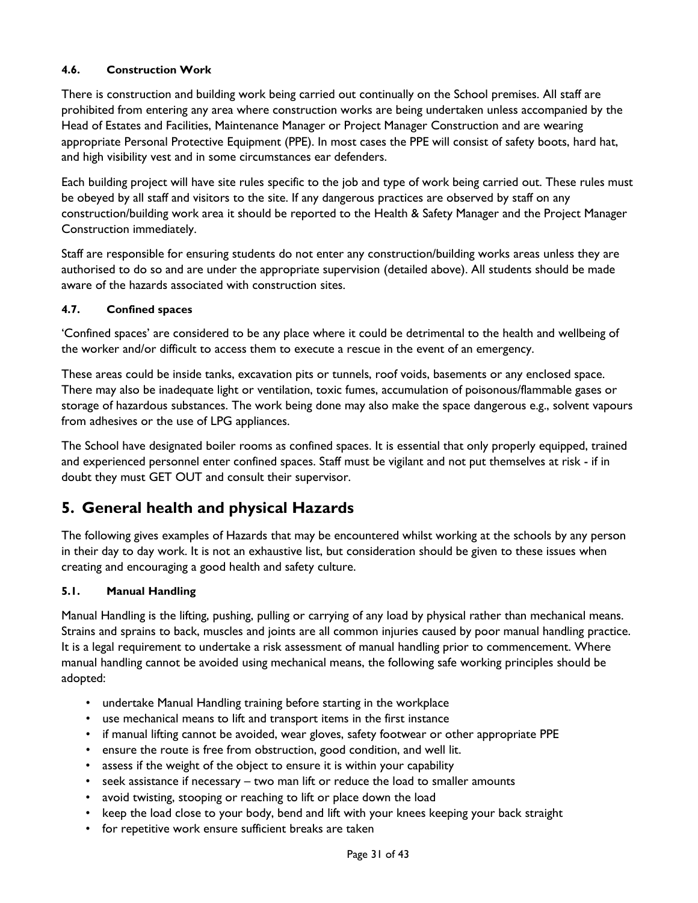#### 4.6. Construction Work

There is construction and building work being carried out continually on the School premises. All staff are prohibited from entering any area where construction works are being undertaken unless accompanied by the Head of Estates and Facilities, Maintenance Manager or Project Manager Construction and are wearing appropriate Personal Protective Equipment (PPE). In most cases the PPE will consist of safety boots, hard hat, and high visibility vest and in some circumstances ear defenders.

Each building project will have site rules specific to the job and type of work being carried out. These rules must be obeyed by all staff and visitors to the site. If any dangerous practices are observed by staff on any construction/building work area it should be reported to the Health & Safety Manager and the Project Manager Construction immediately.

Staff are responsible for ensuring students do not enter any construction/building works areas unless they are authorised to do so and are under the appropriate supervision (detailed above). All students should be made aware of the hazards associated with construction sites.

#### 4.7. Confined spaces

'Confined spaces' are considered to be any place where it could be detrimental to the health and wellbeing of the worker and/or difficult to access them to execute a rescue in the event of an emergency.

These areas could be inside tanks, excavation pits or tunnels, roof voids, basements or any enclosed space. There may also be inadequate light or ventilation, toxic fumes, accumulation of poisonous/flammable gases or storage of hazardous substances. The work being done may also make the space dangerous e.g., solvent vapours from adhesives or the use of LPG appliances.

The School have designated boiler rooms as confined spaces. It is essential that only properly equipped, trained and experienced personnel enter confined spaces. Staff must be vigilant and not put themselves at risk - if in doubt they must GET OUT and consult their supervisor.

## 5. General health and physical Hazards

The following gives examples of Hazards that may be encountered whilst working at the schools by any person in their day to day work. It is not an exhaustive list, but consideration should be given to these issues when creating and encouraging a good health and safety culture.

#### 5.1. Manual Handling

Manual Handling is the lifting, pushing, pulling or carrying of any load by physical rather than mechanical means. Strains and sprains to back, muscles and joints are all common injuries caused by poor manual handling practice. It is a legal requirement to undertake a risk assessment of manual handling prior to commencement. Where manual handling cannot be avoided using mechanical means, the following safe working principles should be adopted:

- undertake Manual Handling training before starting in the workplace
- use mechanical means to lift and transport items in the first instance
- if manual lifting cannot be avoided, wear gloves, safety footwear or other appropriate PPE
- ensure the route is free from obstruction, good condition, and well lit.
- assess if the weight of the object to ensure it is within your capability
- seek assistance if necessary – two man lift or reduce the load to smaller amounts
- avoid twisting, stooping or reaching to lift or place down the load
- keep the load close to your body, bend and lift with your knees keeping your back straight
- for repetitive work ensure sufficient breaks are taken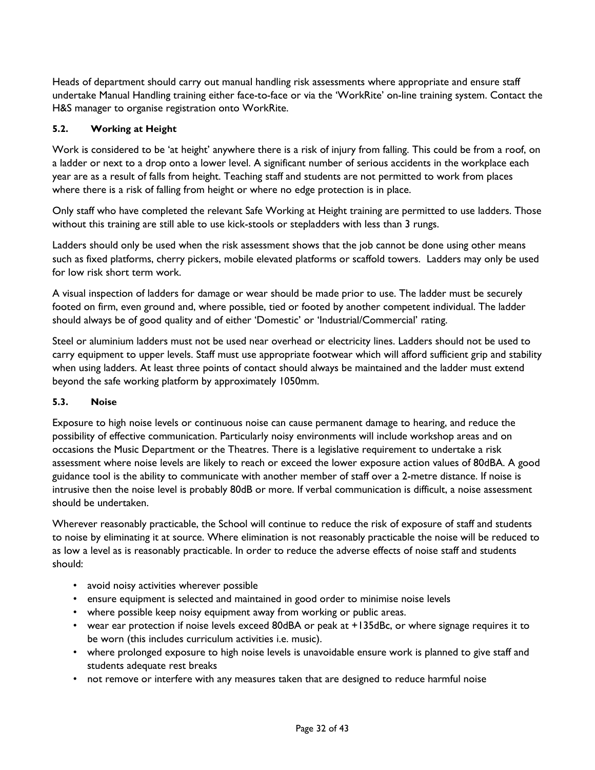Heads of department should carry out manual handling risk assessments where appropriate and ensure staff undertake Manual Handling training either face-to-face or via the 'WorkRite' on-line training system. Contact the H&S manager to organise registration onto WorkRite.

### 5.2. Working at Height

Work is considered to be 'at height' anywhere there is a risk of injury from falling. This could be from a roof, on a ladder or next to a drop onto a lower level. A significant number of serious accidents in the workplace each year are as a result of falls from height. Teaching staff and students are not permitted to work from places where there is a risk of falling from height or where no edge protection is in place.

Only staff who have completed the relevant Safe Working at Height training are permitted to use ladders. Those without this training are still able to use kick-stools or stepladders with less than 3 rungs.

Ladders should only be used when the risk assessment shows that the job cannot be done using other means such as fixed platforms, cherry pickers, mobile elevated platforms or scaffold towers. Ladders may only be used for low risk short term work.

A visual inspection of ladders for damage or wear should be made prior to use. The ladder must be securely footed on firm, even ground and, where possible, tied or footed by another competent individual. The ladder should always be of good quality and of either 'Domestic' or 'Industrial/Commercial' rating.

Steel or aluminium ladders must not be used near overhead or electricity lines. Ladders should not be used to carry equipment to upper levels. Staff must use appropriate footwear which will afford sufficient grip and stability when using ladders. At least three points of contact should always be maintained and the ladder must extend beyond the safe working platform by approximately 1050mm.

### 5.3. Noise

Exposure to high noise levels or continuous noise can cause permanent damage to hearing, and reduce the possibility of effective communication. Particularly noisy environments will include workshop areas and on occasions the Music Department or the Theatres. There is a legislative requirement to undertake a risk assessment where noise levels are likely to reach or exceed the lower exposure action values of 80dBA. A good guidance tool is the ability to communicate with another member of staff over a 2-metre distance. If noise is intrusive then the noise level is probably 80dB or more. If verbal communication is difficult, a noise assessment should be undertaken.

Wherever reasonably practicable, the School will continue to reduce the risk of exposure of staff and students to noise by eliminating it at source. Where elimination is not reasonably practicable the noise will be reduced to as low a level as is reasonably practicable. In order to reduce the adverse effects of noise staff and students should:

- avoid noisy activities wherever possible
- ensure equipment is selected and maintained in good order to minimise noise levels
- where possible keep noisy equipment away from working or public areas.
- wear ear protection if noise levels exceed 80dBA or peak at +135dBc, or where signage requires it to be worn (this includes curriculum activities i.e. music).
- where prolonged exposure to high noise levels is unavoidable ensure work is planned to give staff and students adequate rest breaks
- not remove or interfere with any measures taken that are designed to reduce harmful noise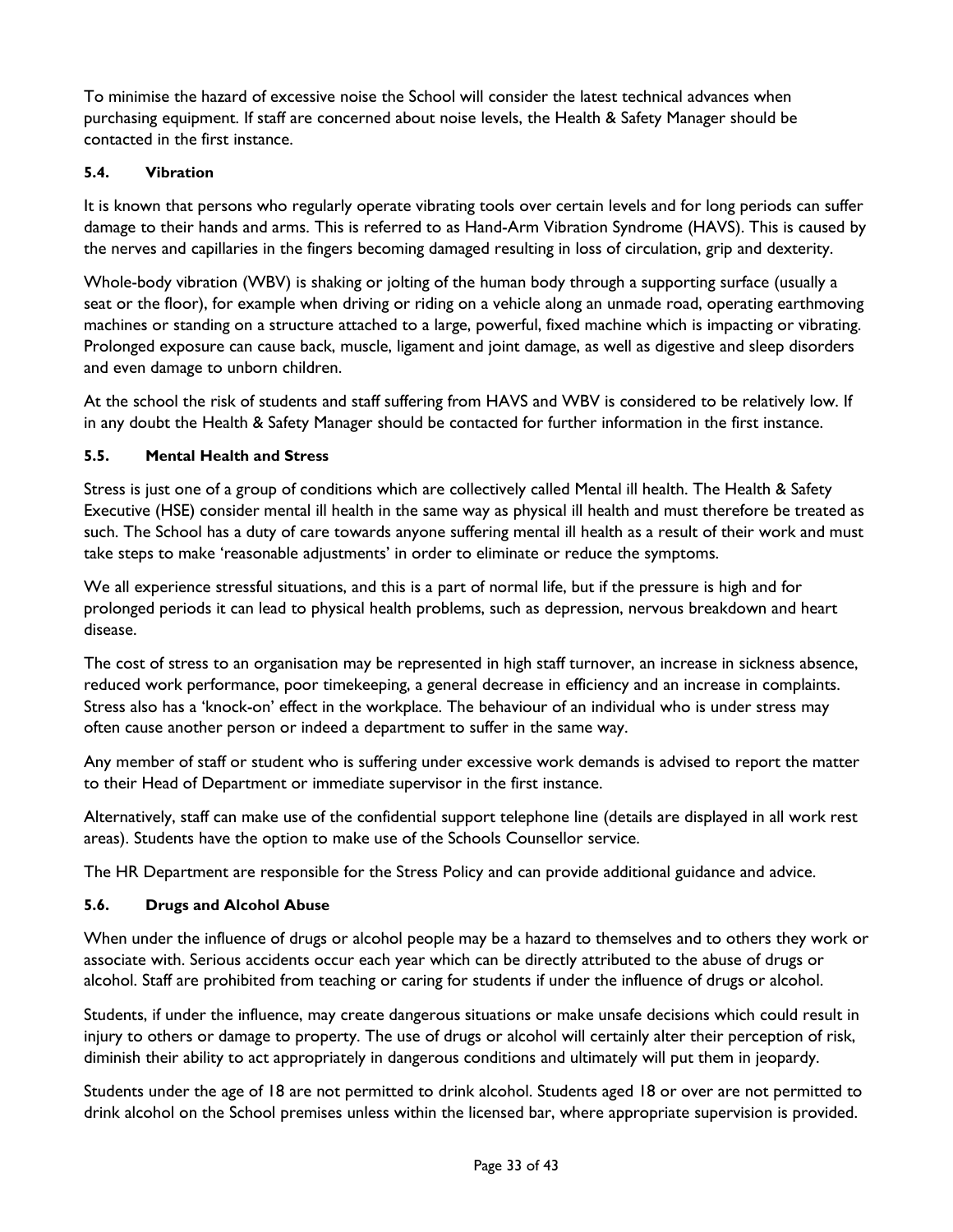To minimise the hazard of excessive noise the School will consider the latest technical advances when purchasing equipment. If staff are concerned about noise levels, the Health & Safety Manager should be contacted in the first instance.

### 5.4. Vibration

It is known that persons who regularly operate vibrating tools over certain levels and for long periods can suffer damage to their hands and arms. This is referred to as Hand-Arm Vibration Syndrome (HAVS). This is caused by the nerves and capillaries in the fingers becoming damaged resulting in loss of circulation, grip and dexterity.

Whole-body vibration (WBV) is shaking or jolting of the human body through a supporting surface (usually a seat or the floor), for example when driving or riding on a vehicle along an unmade road, operating earthmoving machines or standing on a structure attached to a large, powerful, fixed machine which is impacting or vibrating. Prolonged exposure can cause back, muscle, ligament and joint damage, as well as digestive and sleep disorders and even damage to unborn children.

At the school the risk of students and staff suffering from HAVS and WBV is considered to be relatively low. If in any doubt the Health & Safety Manager should be contacted for further information in the first instance.

### 5.5. Mental Health and Stress

Stress is just one of a group of conditions which are collectively called Mental ill health. The Health & Safety Executive (HSE) consider mental ill health in the same way as physical ill health and must therefore be treated as such. The School has a duty of care towards anyone suffering mental ill health as a result of their work and must take steps to make 'reasonable adjustments' in order to eliminate or reduce the symptoms.

We all experience stressful situations, and this is a part of normal life, but if the pressure is high and for prolonged periods it can lead to physical health problems, such as depression, nervous breakdown and heart disease.

The cost of stress to an organisation may be represented in high staff turnover, an increase in sickness absence, reduced work performance, poor timekeeping, a general decrease in efficiency and an increase in complaints. Stress also has a 'knock-on' effect in the workplace. The behaviour of an individual who is under stress may often cause another person or indeed a department to suffer in the same way.

Any member of staff or student who is suffering under excessive work demands is advised to report the matter to their Head of Department or immediate supervisor in the first instance.

Alternatively, staff can make use of the confidential support telephone line (details are displayed in all work rest areas). Students have the option to make use of the Schools Counsellor service.

The HR Department are responsible for the Stress Policy and can provide additional guidance and advice.

### 5.6. Drugs and Alcohol Abuse

When under the influence of drugs or alcohol people may be a hazard to themselves and to others they work or associate with. Serious accidents occur each year which can be directly attributed to the abuse of drugs or alcohol. Staff are prohibited from teaching or caring for students if under the influence of drugs or alcohol.

Students, if under the influence, may create dangerous situations or make unsafe decisions which could result in injury to others or damage to property. The use of drugs or alcohol will certainly alter their perception of risk, diminish their ability to act appropriately in dangerous conditions and ultimately will put them in jeopardy.

Students under the age of 18 are not permitted to drink alcohol. Students aged 18 or over are not permitted to drink alcohol on the School premises unless within the licensed bar, where appropriate supervision is provided.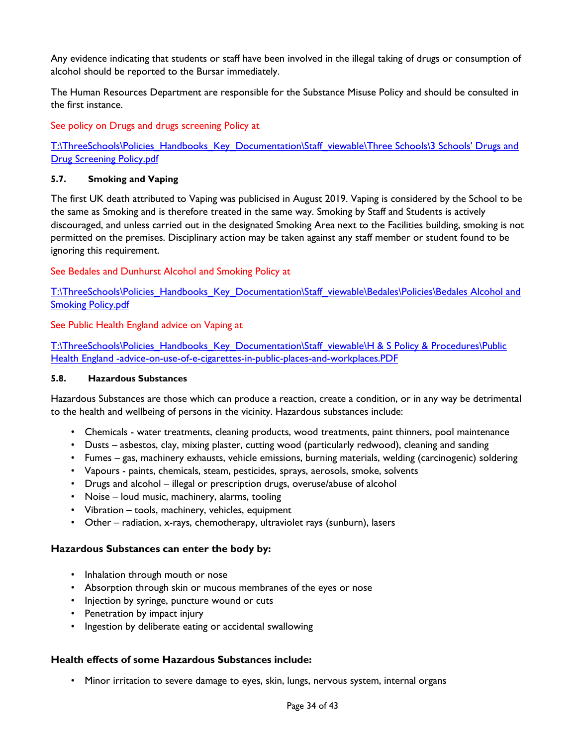Any evidence indicating that students or staff have been involved in the illegal taking of drugs or consumption of alcohol should be reported to the Bursar immediately.

The Human Resources Department are responsible for the Substance Misuse Policy and should be consulted in the first instance.

See policy on Drugs and drugs screening Policy at

T:\ThreeSchools\Policies_Handbooks_Key_Documentation\Staff_viewable\Three Schools\3 Schools' Drugs and Drug Screening Policy.pdf

#### 5.7. Smoking and Vaping

The first UK death attributed to Vaping was publicised in August 2019. Vaping is considered by the School to be the same as Smoking and is therefore treated in the same way. Smoking by Staff and Students is actively discouraged, and unless carried out in the designated Smoking Area next to the Facilities building, smoking is not permitted on the premises. Disciplinary action may be taken against any staff member or student found to be ignoring this requirement.

See Bedales and Dunhurst Alcohol and Smoking Policy at

T:\ThreeSchools\Policies_Handbooks_Key_Documentation\Staff_viewable\Bedales\Policies\Bedales Alcohol and Smoking Policy.pdf

See Public Health England advice on Vaping at

T:\ThreeSchools\Policies_Handbooks_Key_Documentation\Staff_viewable\H & S Policy & Procedures\Public Health England -advice-on-use-of-e-cigarettes-in-public-places-and-workplaces.PDF

#### 5.8. Hazardous Substances

Hazardous Substances are those which can produce a reaction, create a condition, or in any way be detrimental to the health and wellbeing of persons in the vicinity. Hazardous substances include:

- Chemicals - water treatments, cleaning products, wood treatments, paint thinners, pool maintenance
- Dusts – asbestos, clay, mixing plaster, cutting wood (particularly redwood), cleaning and sanding
- Fumes – gas, machinery exhausts, vehicle emissions, burning materials, welding (carcinogenic) soldering
- Vapours - paints, chemicals, steam, pesticides, sprays, aerosols, smoke, solvents
- Drugs and alcohol – illegal or prescription drugs, overuse/abuse of alcohol
- Noise – loud music, machinery, alarms, tooling
- Vibration – tools, machinery, vehicles, equipment
- Other – radiation, x-rays, chemotherapy, ultraviolet rays (sunburn), lasers

**Hazardous Substances can enter the body by:**

- Inhalation through mouth or nose
- Absorption through skin or mucous membranes of the eyes or nose
- Injection by syringe, puncture wound or cuts
- Penetration by impact injury
- Ingestion by deliberate eating or accidental swallowing

**Health effects of some Hazardous Substances include:**

- Minor irritation to severe damage to eyes, skin, lungs, nervous system, internal organs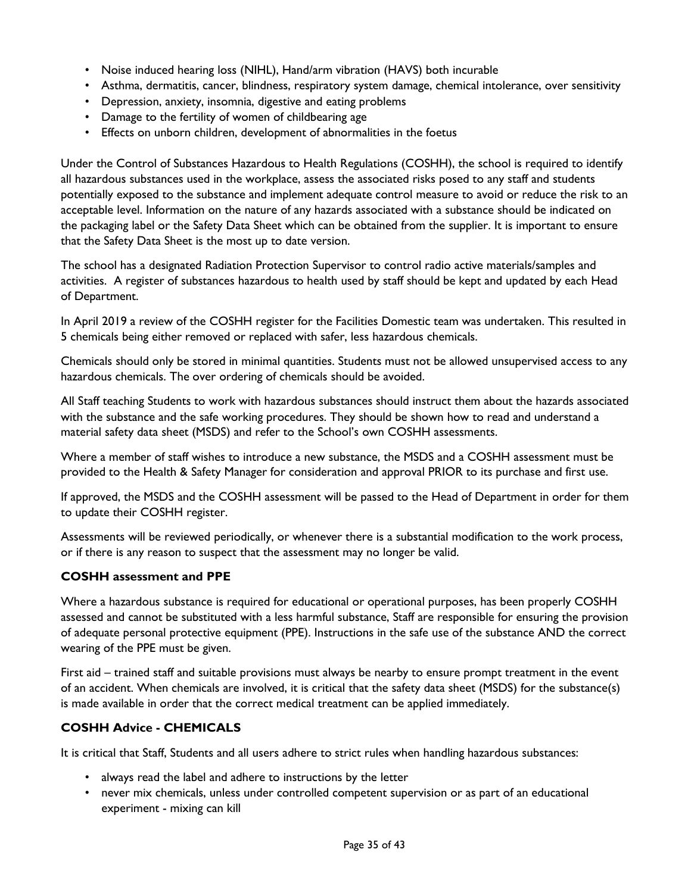- Noise induced hearing loss (NIHL), Hand/arm vibration (HAVS) both incurable
- Asthma, dermatitis, cancer, blindness, respiratory system damage, chemical intolerance, over sensitivity
- Depression, anxiety, insomnia, digestive and eating problems
- Damage to the fertility of women of childbearing age
- Effects on unborn children, development of abnormalities in the foetus

Under the Control of Substances Hazardous to Health Regulations (COSHH), the school is required to identify all hazardous substances used in the workplace, assess the associated risks posed to any staff and students potentially exposed to the substance and implement adequate control measure to avoid or reduce the risk to an acceptable level. Information on the nature of any hazards associated with a substance should be indicated on the packaging label or the Safety Data Sheet which can be obtained from the supplier. It is important to ensure that the Safety Data Sheet is the most up to date version.

The school has a designated Radiation Protection Supervisor to control radio active materials/samples and activities. A register of substances hazardous to health used by staff should be kept and updated by each Head of Department.

In April 2019 a review of the COSHH register for the Facilities Domestic team was undertaken. This resulted in 5 chemicals being either removed or replaced with safer, less hazardous chemicals.

Chemicals should only be stored in minimal quantities. Students must not be allowed unsupervised access to any hazardous chemicals. The over ordering of chemicals should be avoided.

All Staff teaching Students to work with hazardous substances should instruct them about the hazards associated with the substance and the safe working procedures. They should be shown how to read and understand a material safety data sheet (MSDS) and refer to the School's own COSHH assessments.

Where a member of staff wishes to introduce a new substance, the MSDS and a COSHH assessment must be provided to the Health & Safety Manager for consideration and approval PRIOR to its purchase and first use.

If approved, the MSDS and the COSHH assessment will be passed to the Head of Department in order for them to update their COSHH register.

Assessments will be reviewed periodically, or whenever there is a substantial modification to the work process, or if there is any reason to suspect that the assessment may no longer be valid.

### COSHH assessment and PPE

Where a hazardous substance is required for educational or operational purposes, has been properly COSHH assessed and cannot be substituted with a less harmful substance, Staff are responsible for ensuring the provision of adequate personal protective equipment (PPE). Instructions in the safe use of the substance AND the correct wearing of the PPE must be given.

First aid – trained staff and suitable provisions must always be nearby to ensure prompt treatment in the event of an accident. When chemicals are involved, it is critical that the safety data sheet (MSDS) for the substance(s) is made available in order that the correct medical treatment can be applied immediately.

### COSHH Advice - CHEMICALS

It is critical that Staff, Students and all users adhere to strict rules when handling hazardous substances:

- always read the label and adhere to instructions by the letter
- never mix chemicals, unless under controlled competent supervision or as part of an educational experiment - mixing can kill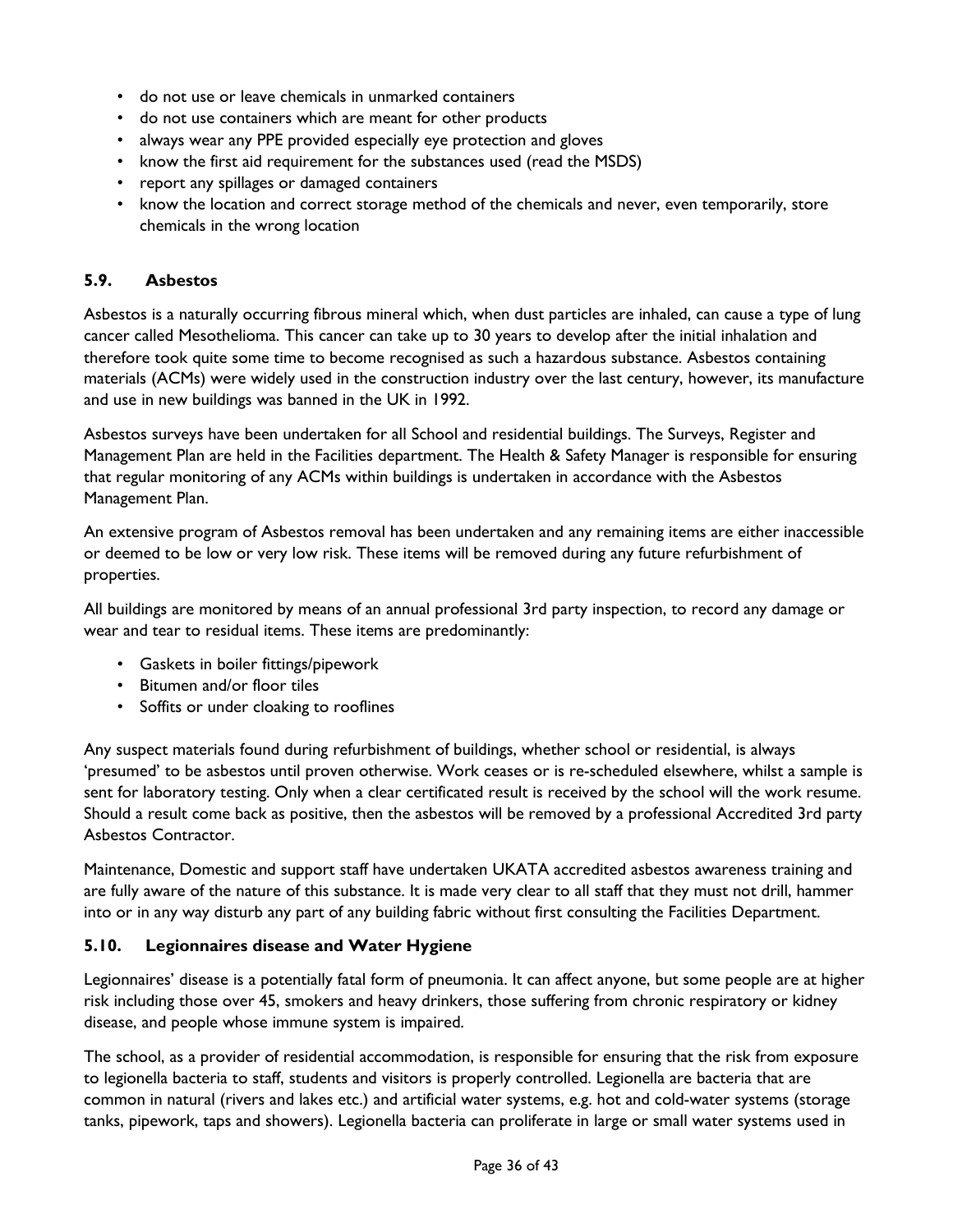- do not use or leave chemicals in unmarked containers
- do not use containers which are meant for other products
- always wear any PPE provided especially eye protection and gloves
- know the first aid requirement for the substances used (read the MSDS)
- report any spillages or damaged containers
- know the location and correct storage method of the chemicals and never, even temporarily, store chemicals in the wrong location

### 5.9. Asbestos

Asbestos is a naturally occurring fibrous mineral which, when dust particles are inhaled, can cause a type of lung cancer called Mesothelioma. This cancer can take up to 30 years to develop after the initial inhalation and therefore took quite some time to become recognised as such a hazardous substance. Asbestos containing materials (ACMs) were widely used in the construction industry over the last century, however, its manufacture and use in new buildings was banned in the UK in 1992.

Asbestos surveys have been undertaken for all School and residential buildings. The Surveys, Register and Management Plan are held in the Facilities department. The Health & Safety Manager is responsible for ensuring that regular monitoring of any ACMs within buildings is undertaken in accordance with the Asbestos Management Plan.

An extensive program of Asbestos removal has been undertaken and any remaining items are either inaccessible or deemed to be low or very low risk. These items will be removed during any future refurbishment of properties.

All buildings are monitored by means of an annual professional 3rd party inspection, to record any damage or wear and tear to residual items. These items are predominantly:

- Gaskets in boiler fittings/pipework
- Bitumen and/or floor tiles
- Soffits or under cloaking to rooflines

Any suspect materials found during refurbishment of buildings, whether school or residential, is always 'presumed' to be asbestos until proven otherwise. Work ceases or is re-scheduled elsewhere, whilst a sample is sent for laboratory testing. Only when a clear certificated result is received by the school will the work resume. Should a result come back as positive, then the asbestos will be removed by a professional Accredited 3rd party Asbestos Contractor.

Maintenance, Domestic and support staff have undertaken UKATA accredited asbestos awareness training and are fully aware of the nature of this substance. It is made very clear to all staff that they must not drill, hammer into or in any way disturb any part of any building fabric without first consulting the Facilities Department.

### 5.10. Legionnaires disease and Water Hygiene

Legionnaires' disease is a potentially fatal form of pneumonia. It can affect anyone, but some people are at higher risk including those over 45, smokers and heavy drinkers, those suffering from chronic respiratory or kidney disease, and people whose immune system is impaired.

The school, as a provider of residential accommodation, is responsible for ensuring that the risk from exposure to legionella bacteria to staff, students and visitors is properly controlled. Legionella are bacteria that are common in natural (rivers and lakes etc.) and artificial water systems, e.g. hot and cold-water systems (storage tanks, pipework, taps and showers). Legionella bacteria can proliferate in large or small water systems used in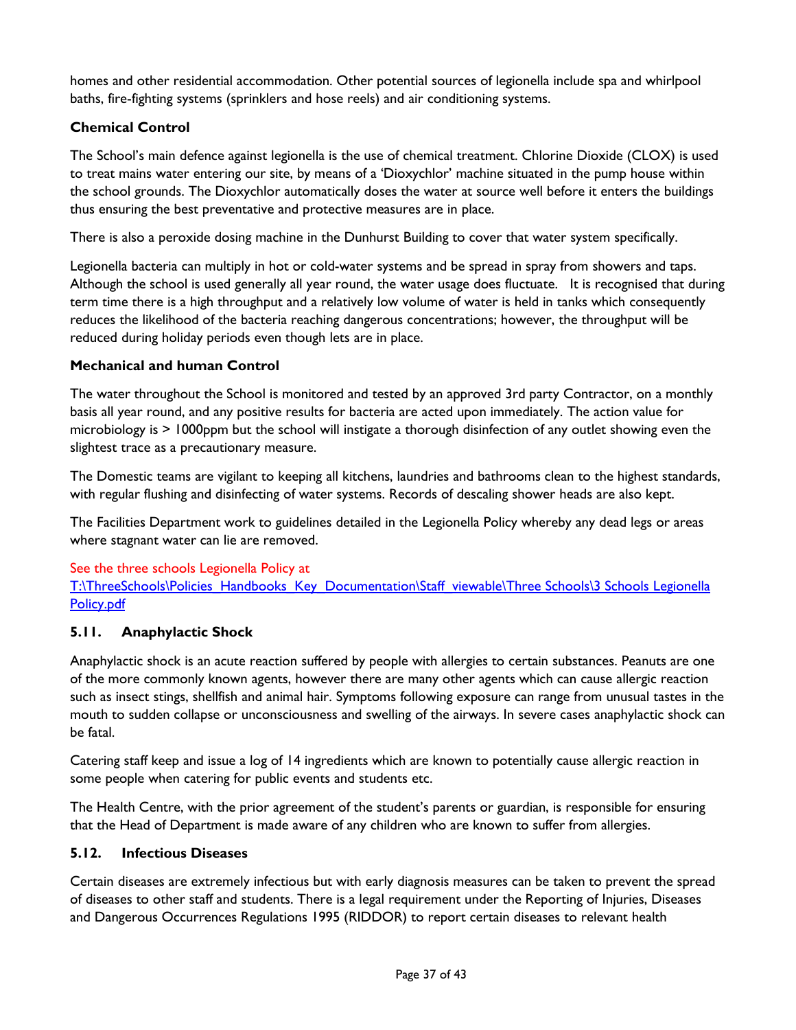homes and other residential accommodation. Other potential sources of legionella include spa and whirlpool baths, fire-fighting systems (sprinklers and hose reels) and air conditioning systems.

**Chemical Control**

The School's main defence against legionella is the use of chemical treatment. Chlorine Dioxide (CLOX) is used to treat mains water entering our site, by means of a 'Dioxychlor' machine situated in the pump house within the school grounds. The Dioxychlor automatically doses the water at source well before it enters the buildings thus ensuring the best preventative and protective measures are in place.

There is also a peroxide dosing machine in the Dunhurst Building to cover that water system specifically.

Legionella bacteria can multiply in hot or cold-water systems and be spread in spray from showers and taps. Although the school is used generally all year round, the water usage does fluctuate. It is recognised that during term time there is a high throughput and a relatively low volume of water is held in tanks which consequently reduces the likelihood of the bacteria reaching dangerous concentrations; however, the throughput will be reduced during holiday periods even though lets are in place.

**Mechanical and human Control**

The water throughout the School is monitored and tested by an approved 3rd party Contractor, on a monthly basis all year round, and any positive results for bacteria are acted upon immediately. The action value for microbiology is > 1000ppm but the school will instigate a thorough disinfection of any outlet showing even the slightest trace as a precautionary measure.

The Domestic teams are vigilant to keeping all kitchens, laundries and bathrooms clean to the highest standards, with regular flushing and disinfecting of water systems. Records of descaling shower heads are also kept.

The Facilities Department work to guidelines detailed in the Legionella Policy whereby any dead legs or areas where stagnant water can lie are removed.

See the three schools Legionella Policy at
T:\ThreeSchools\Policies_Handbooks_Key_Documentation\Staff_viewable\Three Schools\3 Schools Legionella Policy.pdf

### 5.11. Anaphylactic Shock

Anaphylactic shock is an acute reaction suffered by people with allergies to certain substances. Peanuts are one of the more commonly known agents, however there are many other agents which can cause allergic reaction such as insect stings, shellfish and animal hair. Symptoms following exposure can range from unusual tastes in the mouth to sudden collapse or unconsciousness and swelling of the airways. In severe cases anaphylactic shock can be fatal.

Catering staff keep and issue a log of 14 ingredients which are known to potentially cause allergic reaction in some people when catering for public events and students etc.

The Health Centre, with the prior agreement of the student's parents or guardian, is responsible for ensuring that the Head of Department is made aware of any children who are known to suffer from allergies.

### 5.12. Infectious Diseases

Certain diseases are extremely infectious but with early diagnosis measures can be taken to prevent the spread of diseases to other staff and students. There is a legal requirement under the Reporting of Injuries, Diseases and Dangerous Occurrences Regulations 1995 (RIDDOR) to report certain diseases to relevant health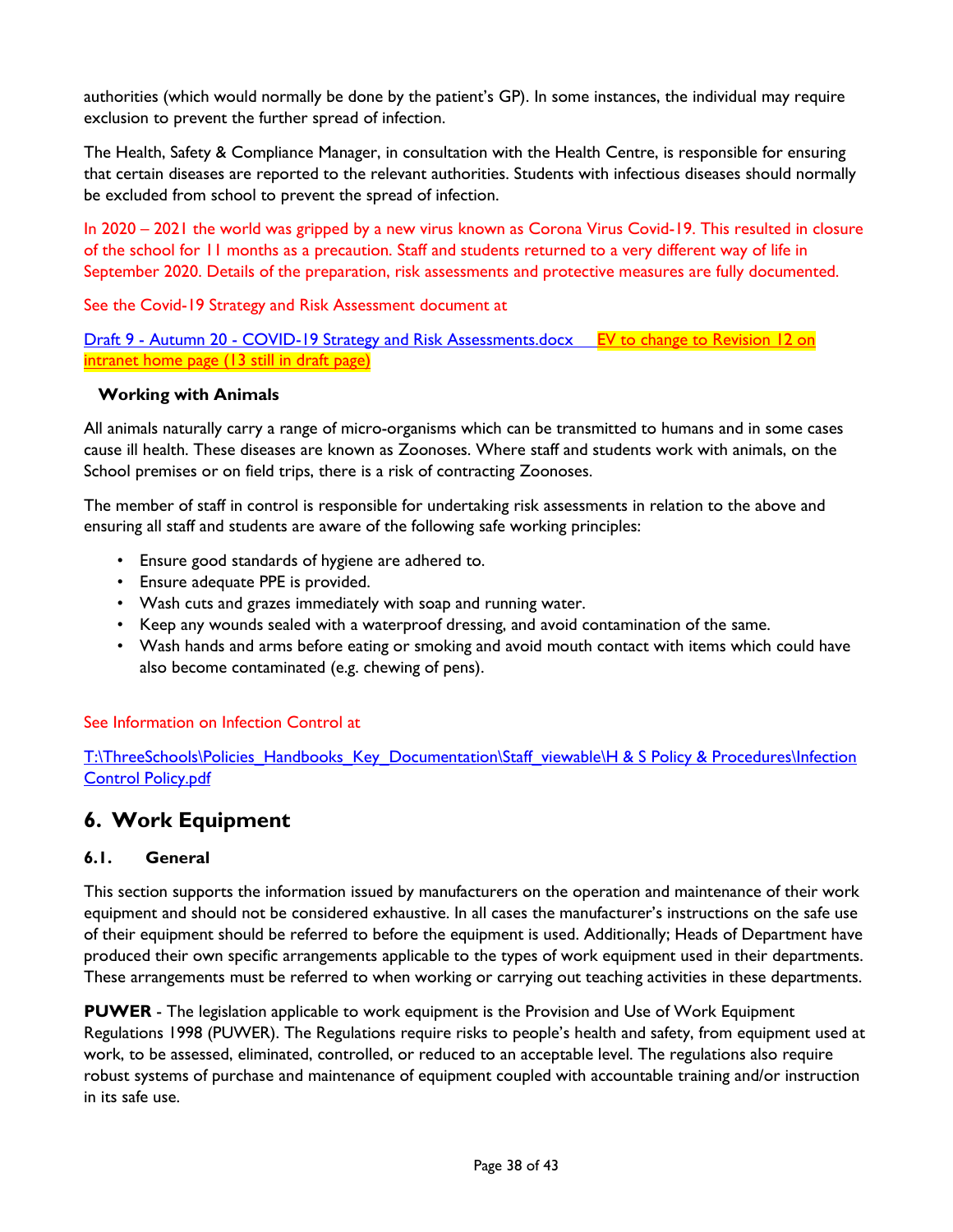authorities (which would normally be done by the patient's GP). In some instances, the individual may require exclusion to prevent the further spread of infection.

The Health, Safety & Compliance Manager, in consultation with the Health Centre, is responsible for ensuring that certain diseases are reported to the relevant authorities. Students with infectious diseases should normally be excluded from school to prevent the spread of infection.

In 2020 – 2021 the world was gripped by a new virus known as Corona Virus Covid-19. This resulted in closure of the school for 11 months as a precaution. Staff and students returned to a very different way of life in September 2020. Details of the preparation, risk assessments and protective measures are fully documented.

See the Covid-19 Strategy and Risk Assessment document at

Draft 9 - Autumn 20 - COVID-19 Strategy and Risk Assessments.docx EV to change to Revision 12 on intranet home page (13 still in draft page)

**Working with Animals**

All animals naturally carry a range of micro-organisms which can be transmitted to humans and in some cases cause ill health. These diseases are known as Zoonoses. Where staff and students work with animals, on the School premises or on field trips, there is a risk of contracting Zoonoses.

The member of staff in control is responsible for undertaking risk assessments in relation to the above and ensuring all staff and students are aware of the following safe working principles:

- Ensure good standards of hygiene are adhered to.
- Ensure adequate PPE is provided.
- Wash cuts and grazes immediately with soap and running water.
- Keep any wounds sealed with a waterproof dressing, and avoid contamination of the same.
- Wash hands and arms before eating or smoking and avoid mouth contact with items which could have also become contaminated (e.g. chewing of pens).

See Information on Infection Control at

T:\ThreeSchools\Policies_Handbooks_Key_Documentation\Staff_viewable\H & S Policy & Procedures\Infection Control Policy.pdf

## 6. Work Equipment

### 6.1. General

This section supports the information issued by manufacturers on the operation and maintenance of their work equipment and should not be considered exhaustive. In all cases the manufacturer's instructions on the safe use of their equipment should be referred to before the equipment is used. Additionally; Heads of Department have produced their own specific arrangements applicable to the types of work equipment used in their departments. These arrangements must be referred to when working or carrying out teaching activities in these departments.

**PUWER** - The legislation applicable to work equipment is the Provision and Use of Work Equipment Regulations 1998 (PUWER). The Regulations require risks to people's health and safety, from equipment used at work, to be assessed, eliminated, controlled, or reduced to an acceptable level. The regulations also require robust systems of purchase and maintenance of equipment coupled with accountable training and/or instruction in its safe use.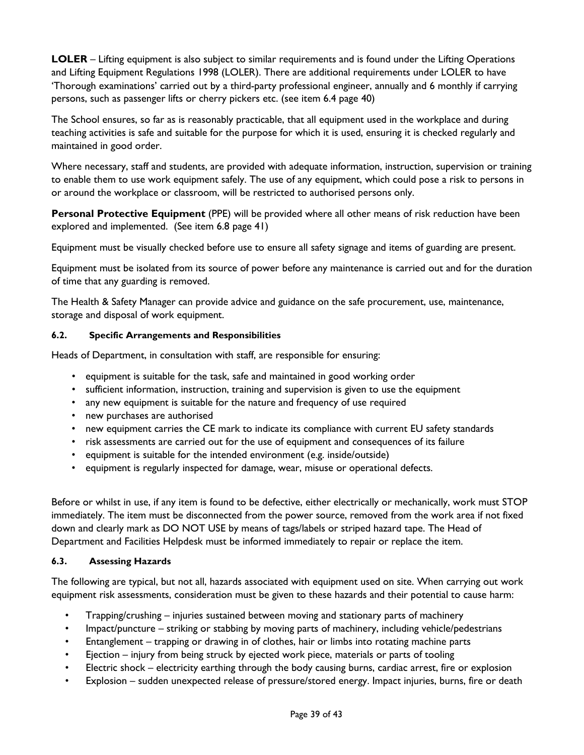**LOLER** – Lifting equipment is also subject to similar requirements and is found under the Lifting Operations and Lifting Equipment Regulations 1998 (LOLER). There are additional requirements under LOLER to have 'Thorough examinations' carried out by a third-party professional engineer, annually and 6 monthly if carrying persons, such as passenger lifts or cherry pickers etc. (see item 6.4 page 40)

The School ensures, so far as is reasonably practicable, that all equipment used in the workplace and during teaching activities is safe and suitable for the purpose for which it is used, ensuring it is checked regularly and maintained in good order.

Where necessary, staff and students, are provided with adequate information, instruction, supervision or training to enable them to use work equipment safely. The use of any equipment, which could pose a risk to persons in or around the workplace or classroom, will be restricted to authorised persons only.

**Personal Protective Equipment** (PPE) will be provided where all other means of risk reduction have been explored and implemented. (See item 6.8 page 41)

Equipment must be visually checked before use to ensure all safety signage and items of guarding are present.

Equipment must be isolated from its source of power before any maintenance is carried out and for the duration of time that any guarding is removed.

The Health & Safety Manager can provide advice and guidance on the safe procurement, use, maintenance, storage and disposal of work equipment.

#### 6.2. Specific Arrangements and Responsibilities

Heads of Department, in consultation with staff, are responsible for ensuring:

- equipment is suitable for the task, safe and maintained in good working order
- sufficient information, instruction, training and supervision is given to use the equipment
- any new equipment is suitable for the nature and frequency of use required
- new purchases are authorised
- new equipment carries the CE mark to indicate its compliance with current EU safety standards
- risk assessments are carried out for the use of equipment and consequences of its failure
- equipment is suitable for the intended environment (e.g. inside/outside)
- equipment is regularly inspected for damage, wear, misuse or operational defects.

Before or whilst in use, if any item is found to be defective, either electrically or mechanically, work must STOP immediately. The item must be disconnected from the power source, removed from the work area if not fixed down and clearly mark as DO NOT USE by means of tags/labels or striped hazard tape. The Head of Department and Facilities Helpdesk must be informed immediately to repair or replace the item.

#### 6.3. Assessing Hazards

The following are typical, but not all, hazards associated with equipment used on site. When carrying out work equipment risk assessments, consideration must be given to these hazards and their potential to cause harm:

- Trapping/crushing – injuries sustained between moving and stationary parts of machinery
- Impact/puncture – striking or stabbing by moving parts of machinery, including vehicle/pedestrians
- Entanglement – trapping or drawing in of clothes, hair or limbs into rotating machine parts
- Ejection – injury from being struck by ejected work piece, materials or parts of tooling
- Electric shock – electricity earthing through the body causing burns, cardiac arrest, fire or explosion
- Explosion – sudden unexpected release of pressure/stored energy. Impact injuries, burns, fire or death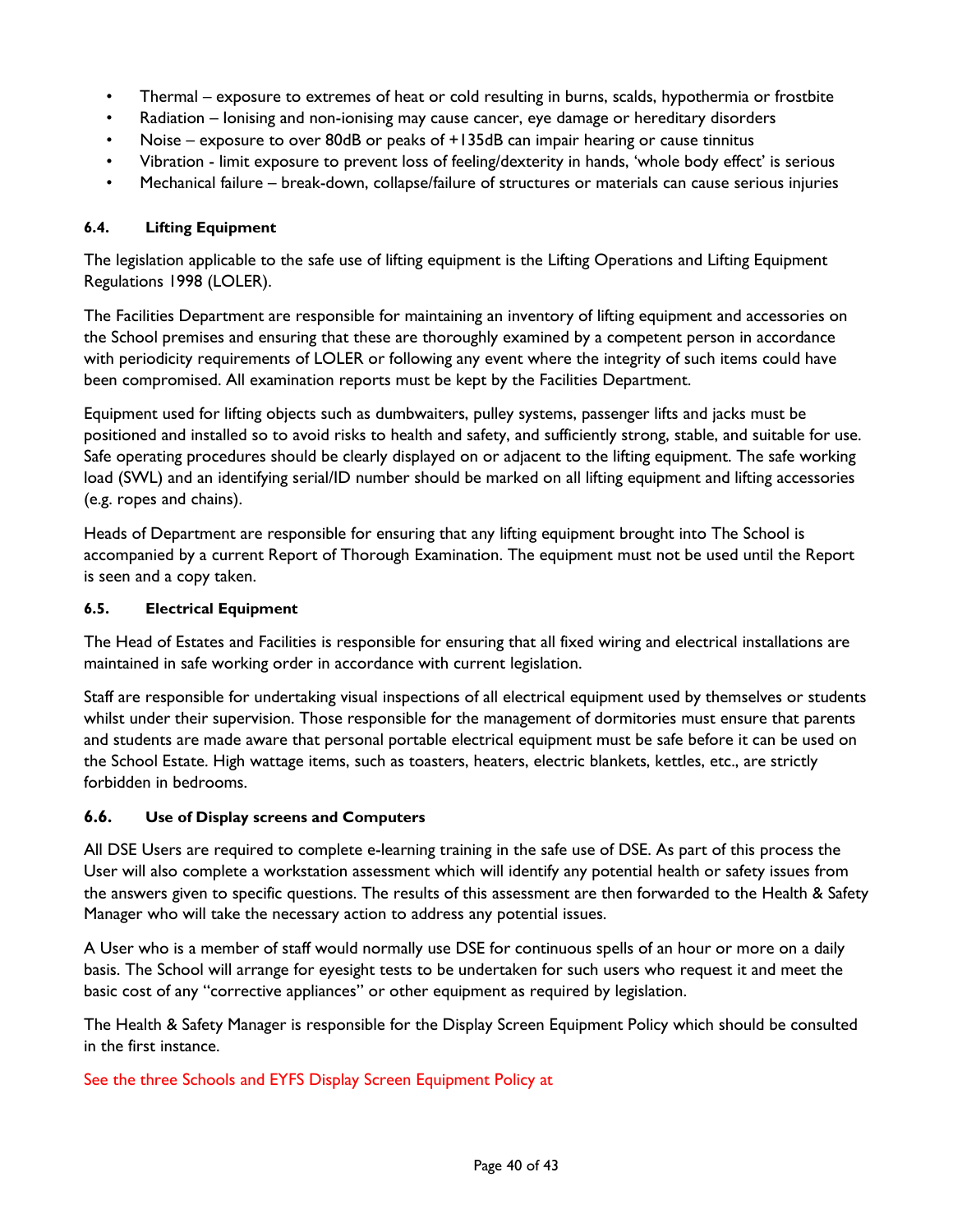- Thermal – exposure to extremes of heat or cold resulting in burns, scalds, hypothermia or frostbite
- Radiation – Ionising and non-ionising may cause cancer, eye damage or hereditary disorders
- Noise – exposure to over 80dB or peaks of +135dB can impair hearing or cause tinnitus
- Vibration - limit exposure to prevent loss of feeling/dexterity in hands, 'whole body effect' is serious
- Mechanical failure – break-down, collapse/failure of structures or materials can cause serious injuries

### 6.4. Lifting Equipment

The legislation applicable to the safe use of lifting equipment is the Lifting Operations and Lifting Equipment Regulations 1998 (LOLER).

The Facilities Department are responsible for maintaining an inventory of lifting equipment and accessories on the School premises and ensuring that these are thoroughly examined by a competent person in accordance with periodicity requirements of LOLER or following any event where the integrity of such items could have been compromised. All examination reports must be kept by the Facilities Department.

Equipment used for lifting objects such as dumbwaiters, pulley systems, passenger lifts and jacks must be positioned and installed so to avoid risks to health and safety, and sufficiently strong, stable, and suitable for use. Safe operating procedures should be clearly displayed on or adjacent to the lifting equipment. The safe working load (SWL) and an identifying serial/ID number should be marked on all lifting equipment and lifting accessories (e.g. ropes and chains).

Heads of Department are responsible for ensuring that any lifting equipment brought into The School is accompanied by a current Report of Thorough Examination. The equipment must not be used until the Report is seen and a copy taken.

### 6.5. Electrical Equipment

The Head of Estates and Facilities is responsible for ensuring that all fixed wiring and electrical installations are maintained in safe working order in accordance with current legislation.

Staff are responsible for undertaking visual inspections of all electrical equipment used by themselves or students whilst under their supervision. Those responsible for the management of dormitories must ensure that parents and students are made aware that personal portable electrical equipment must be safe before it can be used on the School Estate. High wattage items, such as toasters, heaters, electric blankets, kettles, etc., are strictly forbidden in bedrooms.

### 6.6. Use of Display screens and Computers

All DSE Users are required to complete e-learning training in the safe use of DSE. As part of this process the User will also complete a workstation assessment which will identify any potential health or safety issues from the answers given to specific questions. The results of this assessment are then forwarded to the Health & Safety Manager who will take the necessary action to address any potential issues.

A User who is a member of staff would normally use DSE for continuous spells of an hour or more on a daily basis. The School will arrange for eyesight tests to be undertaken for such users who request it and meet the basic cost of any "corrective appliances" or other equipment as required by legislation.

The Health & Safety Manager is responsible for the Display Screen Equipment Policy which should be consulted in the first instance.

See the three Schools and EYFS Display Screen Equipment Policy at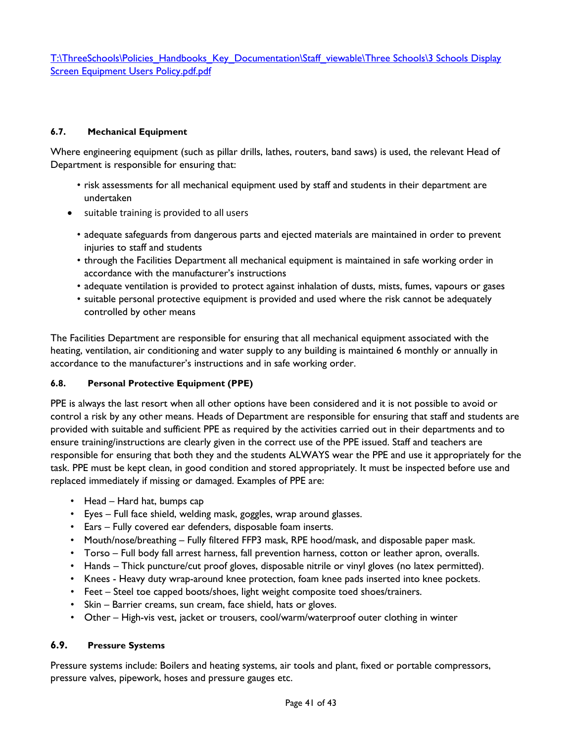[T:\ThreeSchools\Policies_Handbooks_Key_Documentation\Staff_viewable\Three Schools\3 Schools Display Screen Equipment Users Policy.pdf.pdf](T:\ThreeSchools\Policies_Handbooks_Key_Documentation\Staff_viewable\Three Schools\3 Schools Display Screen Equipment Users Policy.pdf.pdf)

#### 6.7. Mechanical Equipment

Where engineering equipment (such as pillar drills, lathes, routers, band saws) is used, the relevant Head of Department is responsible for ensuring that:

- risk assessments for all mechanical equipment used by staff and students in their department are undertaken
- suitable training is provided to all users
- adequate safeguards from dangerous parts and ejected materials are maintained in order to prevent injuries to staff and students
- through the Facilities Department all mechanical equipment is maintained in safe working order in accordance with the manufacturer's instructions
- adequate ventilation is provided to protect against inhalation of dusts, mists, fumes, vapours or gases
- suitable personal protective equipment is provided and used where the risk cannot be adequately controlled by other means

The Facilities Department are responsible for ensuring that all mechanical equipment associated with the heating, ventilation, air conditioning and water supply to any building is maintained 6 monthly or annually in accordance to the manufacturer's instructions and in safe working order.

#### 6.8. Personal Protective Equipment (PPE)

PPE is always the last resort when all other options have been considered and it is not possible to avoid or control a risk by any other means. Heads of Department are responsible for ensuring that staff and students are provided with suitable and sufficient PPE as required by the activities carried out in their departments and to ensure training/instructions are clearly given in the correct use of the PPE issued. Staff and teachers are responsible for ensuring that both they and the students ALWAYS wear the PPE and use it appropriately for the task. PPE must be kept clean, in good condition and stored appropriately. It must be inspected before use and replaced immediately if missing or damaged. Examples of PPE are:

- Head – Hard hat, bumps cap
- Eyes – Full face shield, welding mask, goggles, wrap around glasses.
- Ears – Fully covered ear defenders, disposable foam inserts.
- Mouth/nose/breathing – Fully filtered FFP3 mask, RPE hood/mask, and disposable paper mask.
- Torso – Full body fall arrest harness, fall prevention harness, cotton or leather apron, overalls.
- Hands – Thick puncture/cut proof gloves, disposable nitrile or vinyl gloves (no latex permitted).
- Knees - Heavy duty wrap-around knee protection, foam knee pads inserted into knee pockets.
- Feet – Steel toe capped boots/shoes, light weight composite toed shoes/trainers.
- Skin – Barrier creams, sun cream, face shield, hats or gloves.
- Other – High-vis vest, jacket or trousers, cool/warm/waterproof outer clothing in winter

#### 6.9. Pressure Systems

Pressure systems include: Boilers and heating systems, air tools and plant, fixed or portable compressors, pressure valves, pipework, hoses and pressure gauges etc.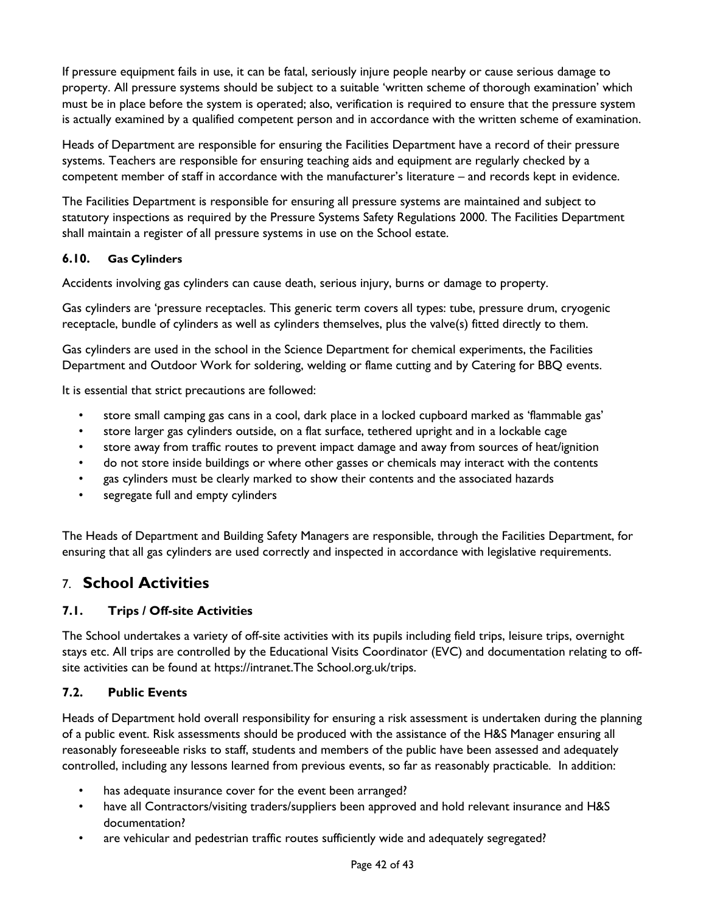If pressure equipment fails in use, it can be fatal, seriously injure people nearby or cause serious damage to property. All pressure systems should be subject to a suitable 'written scheme of thorough examination' which must be in place before the system is operated; also, verification is required to ensure that the pressure system is actually examined by a qualified competent person and in accordance with the written scheme of examination.

Heads of Department are responsible for ensuring the Facilities Department have a record of their pressure systems. Teachers are responsible for ensuring teaching aids and equipment are regularly checked by a competent member of staff in accordance with the manufacturer's literature – and records kept in evidence.

The Facilities Department is responsible for ensuring all pressure systems are maintained and subject to statutory inspections as required by the Pressure Systems Safety Regulations 2000. The Facilities Department shall maintain a register of all pressure systems in use on the School estate.

### 6.10. Gas Cylinders

Accidents involving gas cylinders can cause death, serious injury, burns or damage to property.

Gas cylinders are 'pressure receptacles. This generic term covers all types: tube, pressure drum, cryogenic receptacle, bundle of cylinders as well as cylinders themselves, plus the valve(s) fitted directly to them.

Gas cylinders are used in the school in the Science Department for chemical experiments, the Facilities Department and Outdoor Work for soldering, welding or flame cutting and by Catering for BBQ events.

It is essential that strict precautions are followed:

- store small camping gas cans in a cool, dark place in a locked cupboard marked as 'flammable gas'
- store larger gas cylinders outside, on a flat surface, tethered upright and in a lockable cage
- store away from traffic routes to prevent impact damage and away from sources of heat/ignition
- do not store inside buildings or where other gasses or chemicals may interact with the contents
- gas cylinders must be clearly marked to show their contents and the associated hazards
- segregate full and empty cylinders

The Heads of Department and Building Safety Managers are responsible, through the Facilities Department, for ensuring that all gas cylinders are used correctly and inspected in accordance with legislative requirements.

## 7. School Activities

### 7.1. Trips / Off-site Activities

The School undertakes a variety of off-site activities with its pupils including field trips, leisure trips, overnight stays etc. All trips are controlled by the Educational Visits Coordinator (EVC) and documentation relating to off-site activities can be found at https://intranet.The School.org.uk/trips.

### 7.2. Public Events

Heads of Department hold overall responsibility for ensuring a risk assessment is undertaken during the planning of a public event. Risk assessments should be produced with the assistance of the H&S Manager ensuring all reasonably foreseeable risks to staff, students and members of the public have been assessed and adequately controlled, including any lessons learned from previous events, so far as reasonably practicable. In addition:

- has adequate insurance cover for the event been arranged?
- have all Contractors/visiting traders/suppliers been approved and hold relevant insurance and H&S documentation?
- are vehicular and pedestrian traffic routes sufficiently wide and adequately segregated?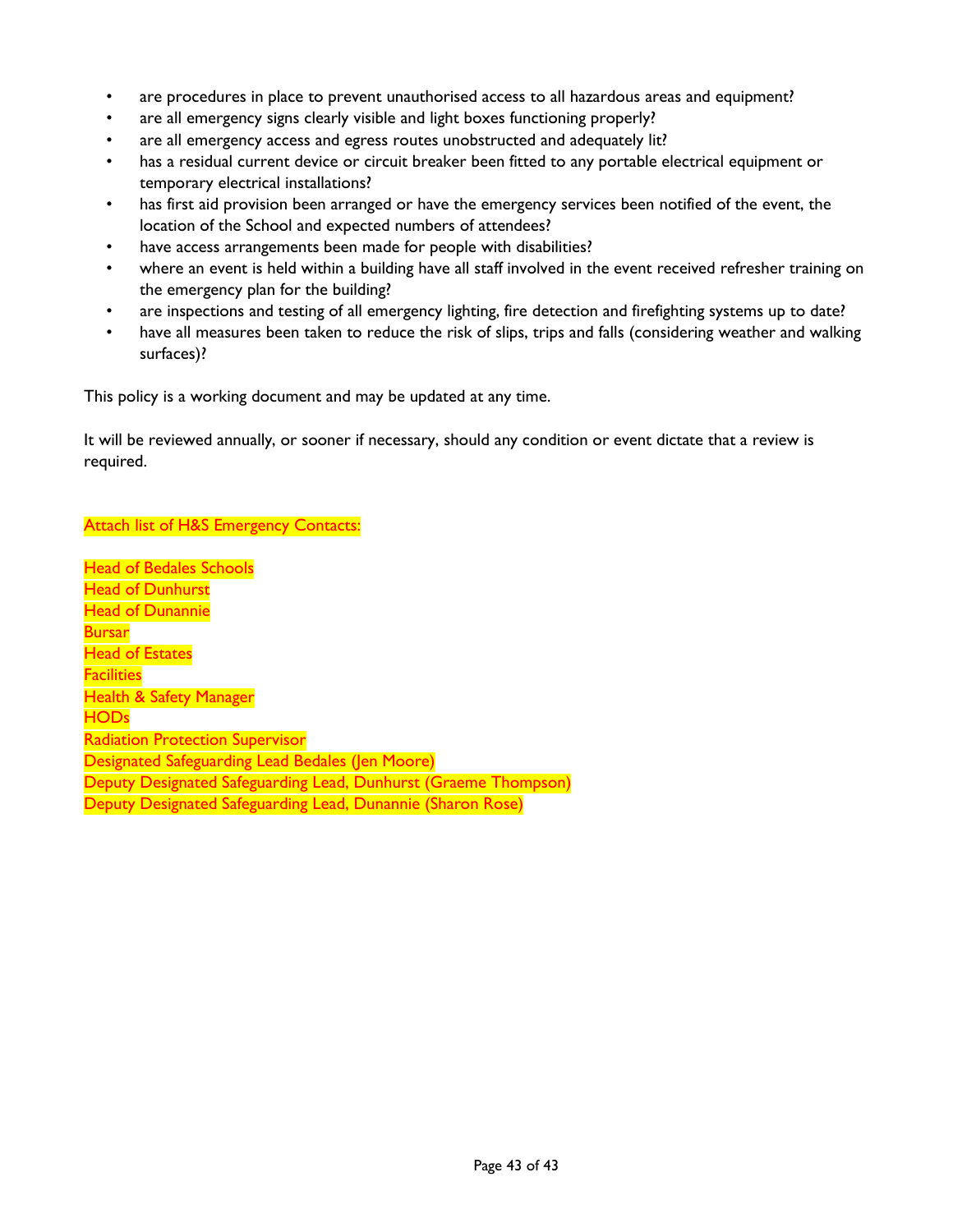- are procedures in place to prevent unauthorised access to all hazardous areas and equipment?
- are all emergency signs clearly visible and light boxes functioning properly?
- are all emergency access and egress routes unobstructed and adequately lit?
- has a residual current device or circuit breaker been fitted to any portable electrical equipment or temporary electrical installations?
- has first aid provision been arranged or have the emergency services been notified of the event, the location of the School and expected numbers of attendees?
- have access arrangements been made for people with disabilities?
- where an event is held within a building have all staff involved in the event received refresher training on the emergency plan for the building?
- are inspections and testing of all emergency lighting, fire detection and firefighting systems up to date?
- have all measures been taken to reduce the risk of slips, trips and falls (considering weather and walking surfaces)?

This policy is a working document and may be updated at any time.

It will be reviewed annually, or sooner if necessary, should any condition or event dictate that a review is required.

Attach list of H&S Emergency Contacts:

Head of Bedales Schools
Head of Dunhurst
Head of Dunannie
Bursar
Head of Estates
Facilities
Health & Safety Manager
HODs
Radiation Protection Supervisor
Designated Safeguarding Lead Bedales (Jen Moore)
Deputy Designated Safeguarding Lead, Dunhurst (Graeme Thompson)
Deputy Designated Safeguarding Lead, Dunannie (Sharon Rose)